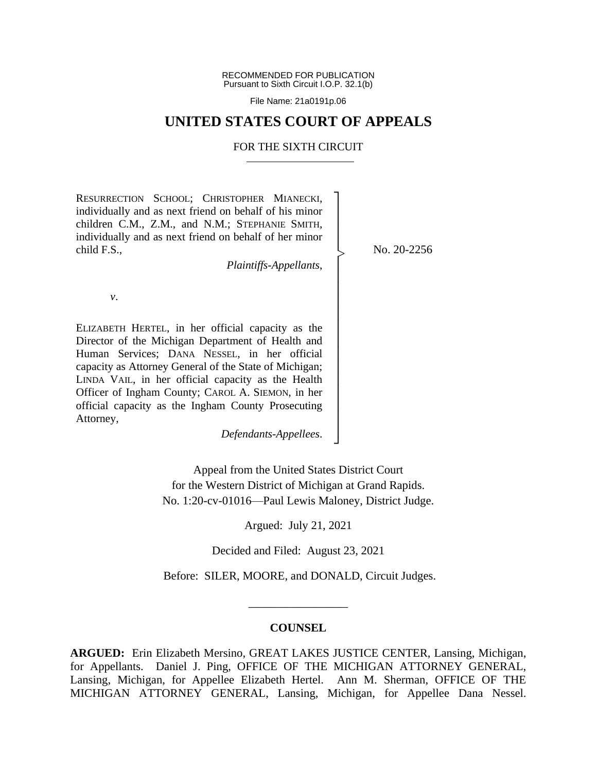RECOMMENDED FOR PUBLICATION
Pursuant to Sixth Circuit I.O.P. 32.1(b)

File Name: 21a0191p.06

# UNITED STATES COURT OF APPEALS

## FOR THE SIXTH CIRCUIT

RESURRECTION SCHOOL; CHRISTOPHER MIANECKI, individually and as next friend on behalf of his minor children C.M., Z.M., and N.M.; STEPHANIE SMITH, individually and as next friend on behalf of her minor child F.S.,

*Plaintiffs-Appellants*,

*v*.

ELIZABETH HERTEL, in her official capacity as the Director of the Michigan Department of Health and Human Services; DANA NESSEL, in her official capacity as Attorney General of the State of Michigan; LINDA VAIL, in her official capacity as the Health Officer of Ingham County; CAROL A. SIEMON, in her official capacity as the Ingham County Prosecuting Attorney,

*Defendants-Appellees*.

No. 20-2256

Appeal from the United States District Court
for the Western District of Michigan at Grand Rapids.
No. 1:20-cv-01016—Paul Lewis Maloney, District Judge.

Argued: July 21, 2021

Decided and Filed: August 23, 2021

Before: SILER, MOORE, and DONALD, Circuit Judges.

---

## COUNSEL

**ARGUED:** Erin Elizabeth Mersino, GREAT LAKES JUSTICE CENTER, Lansing, Michigan, for Appellants. Daniel J. Ping, OFFICE OF THE MICHIGAN ATTORNEY GENERAL, Lansing, Michigan, for Appellee Elizabeth Hertel. Ann M. Sherman, OFFICE OF THE MICHIGAN ATTORNEY GENERAL, Lansing, Michigan, for Appellee Dana Nessel.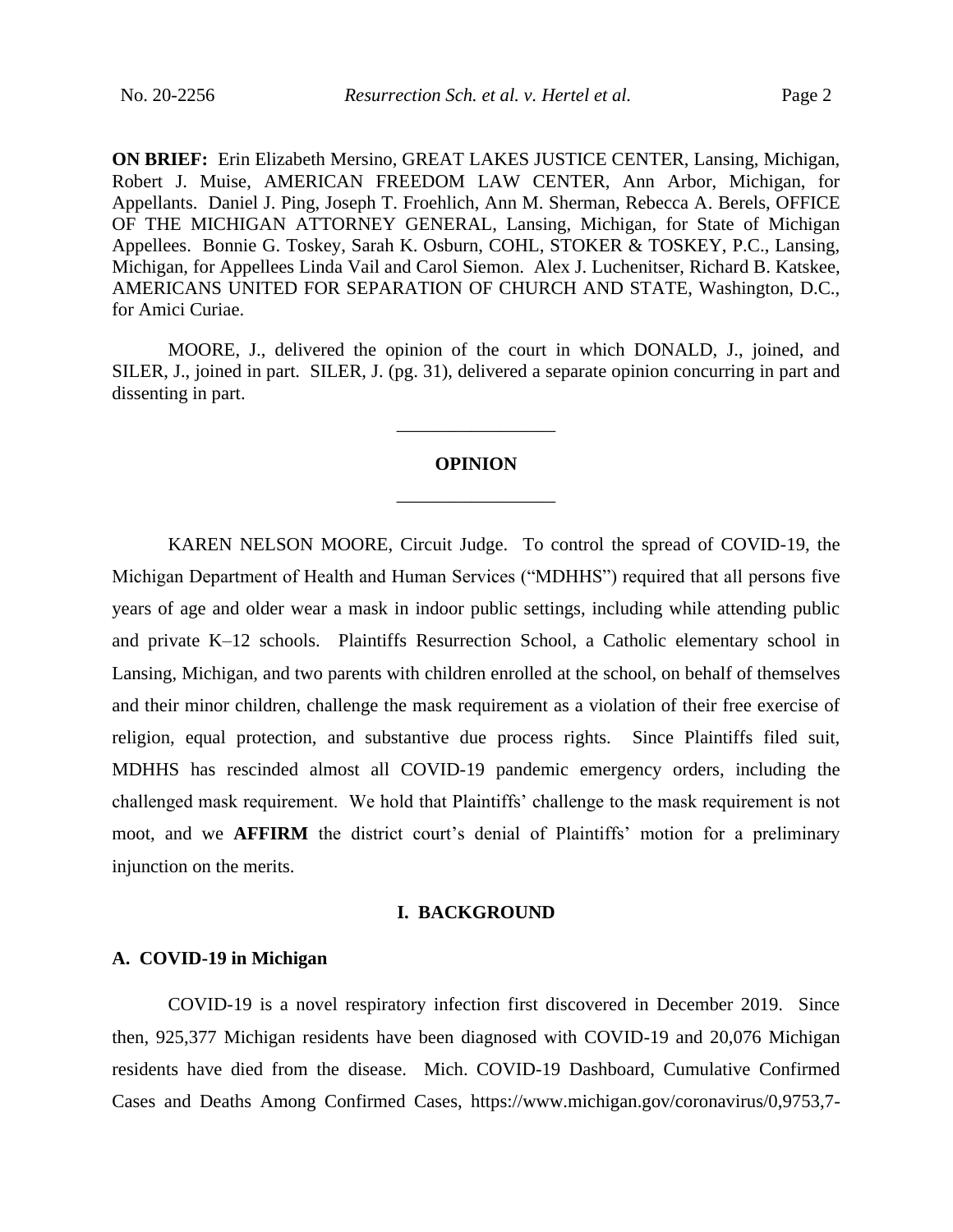**ON BRIEF:** Erin Elizabeth Mersino, GREAT LAKES JUSTICE CENTER, Lansing, Michigan, Robert J. Muise, AMERICAN FREEDOM LAW CENTER, Ann Arbor, Michigan, for Appellants. Daniel J. Ping, Joseph T. Froehlich, Ann M. Sherman, Rebecca A. Berels, OFFICE OF THE MICHIGAN ATTORNEY GENERAL, Lansing, Michigan, for State of Michigan Appellees. Bonnie G. Toskey, Sarah K. Osburn, COHL, STOKER & TOSKEY, P.C., Lansing, Michigan, for Appellees Linda Vail and Carol Siemon. Alex J. Luchenitser, Richard B. Katskee, AMERICANS UNITED FOR SEPARATION OF CHURCH AND STATE, Washington, D.C., for Amici Curiae.

MOORE, J., delivered the opinion of the court in which DONALD, J., joined, and SILER, J., joined in part. SILER, J. (pg. 31), delivered a separate opinion concurring in part and dissenting in part.

---

## OPINION

---

KAREN NELSON MOORE, Circuit Judge. To control the spread of COVID-19, the Michigan Department of Health and Human Services ("MDHHS") required that all persons five years of age and older wear a mask in indoor public settings, including while attending public and private K–12 schools. Plaintiffs Resurrection School, a Catholic elementary school in Lansing, Michigan, and two parents with children enrolled at the school, on behalf of themselves and their minor children, challenge the mask requirement as a violation of their free exercise of religion, equal protection, and substantive due process rights. Since Plaintiffs filed suit, MDHHS has rescinded almost all COVID-19 pandemic emergency orders, including the challenged mask requirement. We hold that Plaintiffs' challenge to the mask requirement is not moot, and we **AFFIRM** the district court's denial of Plaintiffs' motion for a preliminary injunction on the merits.

### I. BACKGROUND

#### A. COVID-19 in Michigan

COVID-19 is a novel respiratory infection first discovered in December 2019. Since then, 925,377 Michigan residents have been diagnosed with COVID-19 and 20,076 Michigan residents have died from the disease. Mich. COVID-19 Dashboard, Cumulative Confirmed Cases and Deaths Among Confirmed Cases, https://www.michigan.gov/coronavirus/0,9753,7-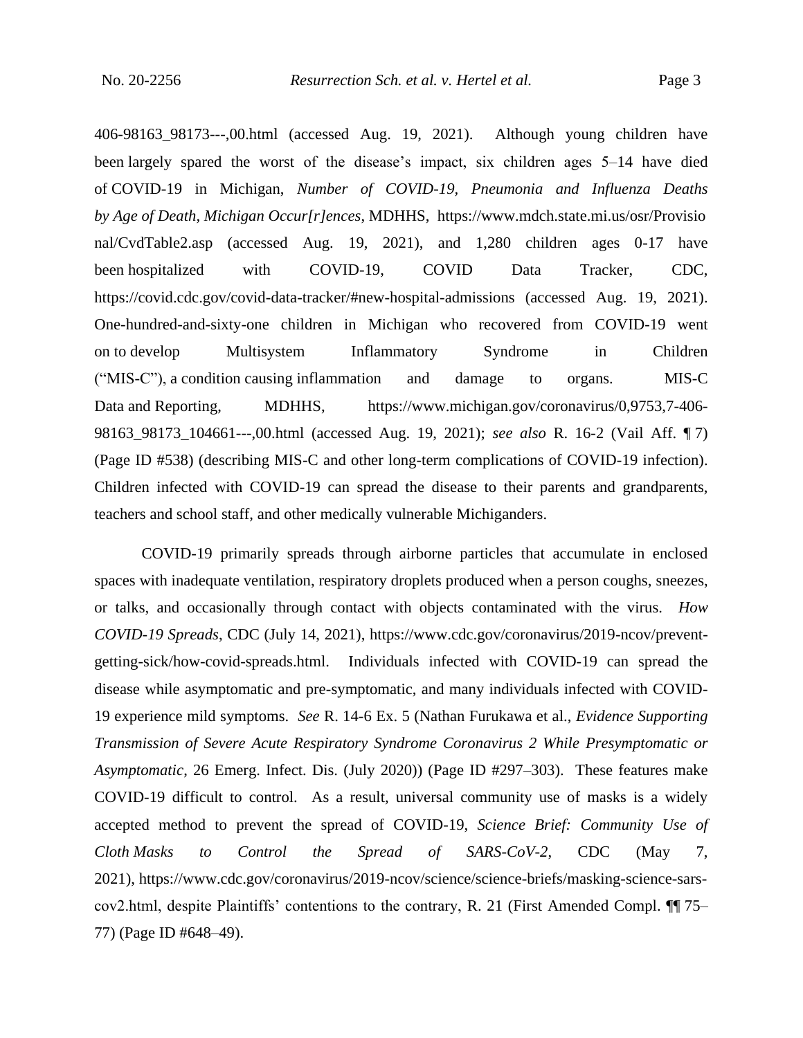406-98163_98173---,00.html (accessed Aug. 19, 2021). Although young children have been largely spared the worst of the disease's impact, six children ages 5–14 have died of COVID-19 in Michigan, *Number of COVID-19, Pneumonia and Influenza Deaths by Age of Death, Michigan Occur[r]ences*, MDHHS, https://www.mdch.state.mi.us/osr/Provisional/CvdTable2.asp (accessed Aug. 19, 2021), and 1,280 children ages 0-17 have been hospitalized with COVID-19, COVID Data Tracker, CDC, https://covid.cdc.gov/covid-data-tracker/#new-hospital-admissions (accessed Aug. 19, 2021). One-hundred-and-sixty-one children in Michigan who recovered from COVID-19 went on to develop Multisystem Inflammatory Syndrome in Children ("MIS-C"), a condition causing inflammation and damage to organs. MIS-C Data and Reporting, MDHHS, https://www.michigan.gov/coronavirus/0,9753,7-406-98163_98173_104661---,00.html (accessed Aug. 19, 2021); *see also* R. 16-2 (Vail Aff. ¶ 7) (Page ID #538) (describing MIS-C and other long-term complications of COVID-19 infection). Children infected with COVID-19 can spread the disease to their parents and grandparents, teachers and school staff, and other medically vulnerable Michiganders.

COVID-19 primarily spreads through airborne particles that accumulate in enclosed spaces with inadequate ventilation, respiratory droplets produced when a person coughs, sneezes, or talks, and occasionally through contact with objects contaminated with the virus. *How COVID-19 Spreads*, CDC (July 14, 2021), https://www.cdc.gov/coronavirus/2019-ncov/prevent-getting-sick/how-covid-spreads.html. Individuals infected with COVID-19 can spread the disease while asymptomatic and pre-symptomatic, and many individuals infected with COVID-19 experience mild symptoms. *See* R. 14-6 Ex. 5 (Nathan Furukawa et al., *Evidence Supporting Transmission of Severe Acute Respiratory Syndrome Coronavirus 2 While Presymptomatic or Asymptomatic*, 26 Emerg. Infect. Dis. (July 2020)) (Page ID #297–303). These features make COVID-19 difficult to control. As a result, universal community use of masks is a widely accepted method to prevent the spread of COVID-19, *Science Brief: Community Use of Cloth Masks to Control the Spread of SARS-CoV-2*, CDC (May 7, 2021), https://www.cdc.gov/coronavirus/2019-ncov/science/science-briefs/masking-science-sars-cov2.html, despite Plaintiffs' contentions to the contrary, R. 21 (First Amended Compl. ¶¶ 75–77) (Page ID #648–49).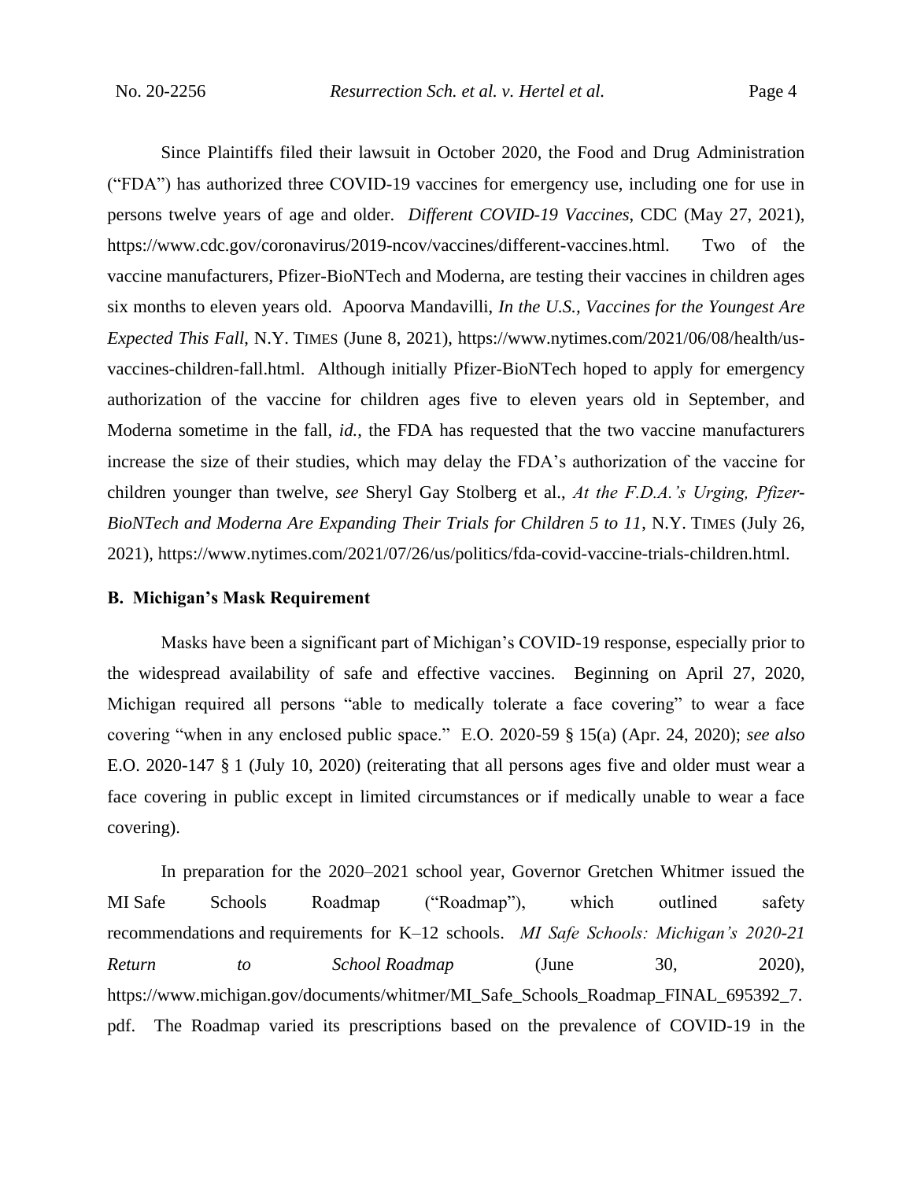Since Plaintiffs filed their lawsuit in October 2020, the Food and Drug Administration ("FDA") has authorized three COVID-19 vaccines for emergency use, including one for use in persons twelve years of age and older. *Different COVID-19 Vaccines*, CDC (May 27, 2021), https://www.cdc.gov/coronavirus/2019-ncov/vaccines/different-vaccines.html. Two of the vaccine manufacturers, Pfizer-BioNTech and Moderna, are testing their vaccines in children ages six months to eleven years old. Apoorva Mandavilli, *In the U.S., Vaccines for the Youngest Are Expected This Fall*, N.Y. TIMES (June 8, 2021), https://www.nytimes.com/2021/06/08/health/us-vaccines-children-fall.html. Although initially Pfizer-BioNTech hoped to apply for emergency authorization of the vaccine for children ages five to eleven years old in September, and Moderna sometime in the fall, *id.*, the FDA has requested that the two vaccine manufacturers increase the size of their studies, which may delay the FDA's authorization of the vaccine for children younger than twelve, *see* Sheryl Gay Stolberg et al., *At the F.D.A.'s Urging, Pfizer-BioNTech and Moderna Are Expanding Their Trials for Children 5 to 11*, N.Y. TIMES (July 26, 2021), https://www.nytimes.com/2021/07/26/us/politics/fda-covid-vaccine-trials-children.html.

**B. Michigan's Mask Requirement**

Masks have been a significant part of Michigan's COVID-19 response, especially prior to the widespread availability of safe and effective vaccines. Beginning on April 27, 2020, Michigan required all persons "able to medically tolerate a face covering" to wear a face covering "when in any enclosed public space." E.O. 2020-59 § 15(a) (Apr. 24, 2020); *see also* E.O. 2020-147 § 1 (July 10, 2020) (reiterating that all persons ages five and older must wear a face covering in public except in limited circumstances or if medically unable to wear a face covering).

In preparation for the 2020–2021 school year, Governor Gretchen Whitmer issued the MI Safe Schools Roadmap ("Roadmap"), which outlined safety recommendations and requirements for K–12 schools. *MI Safe Schools: Michigan's 2020-21 Return to School Roadmap* (June 30, 2020), https://www.michigan.gov/documents/whitmer/MI_Safe_Schools_Roadmap_FINAL_695392_7.pdf. The Roadmap varied its prescriptions based on the prevalence of COVID-19 in the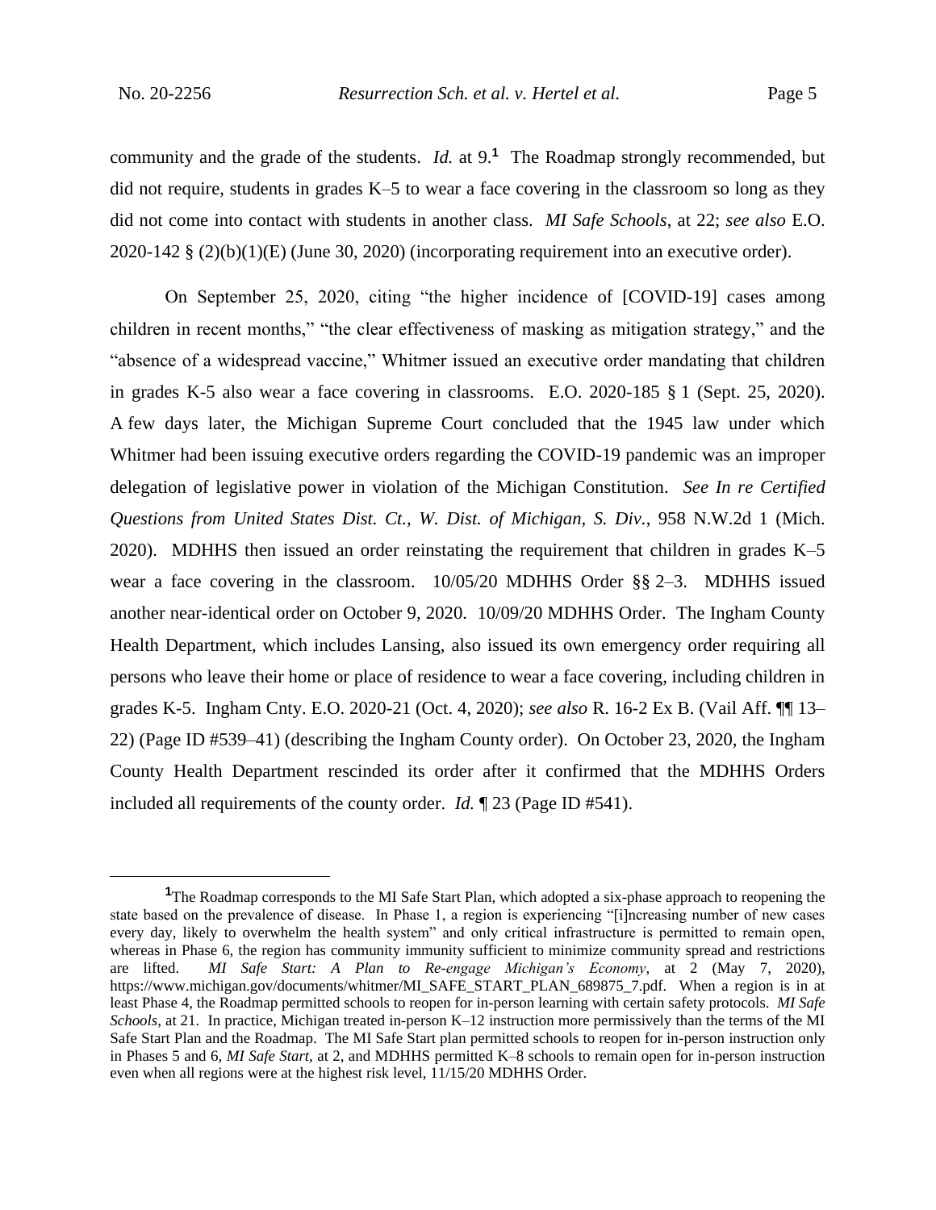community and the grade of the students. *Id.* at 9.[1] The Roadmap strongly recommended, but did not require, students in grades K–5 to wear a face covering in the classroom so long as they did not come into contact with students in another class. *MI Safe Schools*, at 22; *see also* E.O. 2020-142 § (2)(b)(1)(E) (June 30, 2020) (incorporating requirement into an executive order).

On September 25, 2020, citing "the higher incidence of [COVID-19] cases among children in recent months," "the clear effectiveness of masking as mitigation strategy," and the "absence of a widespread vaccine," Whitmer issued an executive order mandating that children in grades K-5 also wear a face covering in classrooms. E.O. 2020-185 § 1 (Sept. 25, 2020). A few days later, the Michigan Supreme Court concluded that the 1945 law under which Whitmer had been issuing executive orders regarding the COVID-19 pandemic was an improper delegation of legislative power in violation of the Michigan Constitution. *See In re Certified Questions from United States Dist. Ct., W. Dist. of Michigan, S. Div.*, 958 N.W.2d 1 (Mich. 2020). MDHHS then issued an order reinstating the requirement that children in grades K–5 wear a face covering in the classroom. 10/05/20 MDHHS Order §§ 2–3. MDHHS issued another near-identical order on October 9, 2020. 10/09/20 MDHHS Order. The Ingham County Health Department, which includes Lansing, also issued its own emergency order requiring all persons who leave their home or place of residence to wear a face covering, including children in grades K-5. Ingham Cnty. E.O. 2020-21 (Oct. 4, 2020); *see also* R. 16-2 Ex B. (Vail Aff. ¶¶ 13–22) (Page ID #539–41) (describing the Ingham County order). On October 23, 2020, the Ingham County Health Department rescinded its order after it confirmed that the MDHHS Orders included all requirements of the county order. *Id.* ¶ 23 (Page ID #541).

[1] The Roadmap corresponds to the MI Safe Start Plan, which adopted a six-phase approach to reopening the state based on the prevalence of disease. In Phase 1, a region is experiencing "[i]ncreasing number of new cases every day, likely to overwhelm the health system" and only critical infrastructure is permitted to remain open, whereas in Phase 6, the region has community immunity sufficient to minimize community spread and restrictions are lifted. *MI Safe Start: A Plan to Re-engage Michigan's Economy*, at 2 (May 7, 2020), https://www.michigan.gov/documents/whitmer/MI_SAFE_START_PLAN_689875_7.pdf. When a region is in at least Phase 4, the Roadmap permitted schools to reopen for in-person learning with certain safety protocols. *MI Safe Schools*, at 21. In practice, Michigan treated in-person K–12 instruction more permissively than the terms of the MI Safe Start Plan and the Roadmap. The MI Safe Start plan permitted schools to reopen for in-person instruction only in Phases 5 and 6, *MI Safe Start*, at 2, and MDHHS permitted K–8 schools to remain open for in-person instruction even when all regions were at the highest risk level, 11/15/20 MDHHS Order.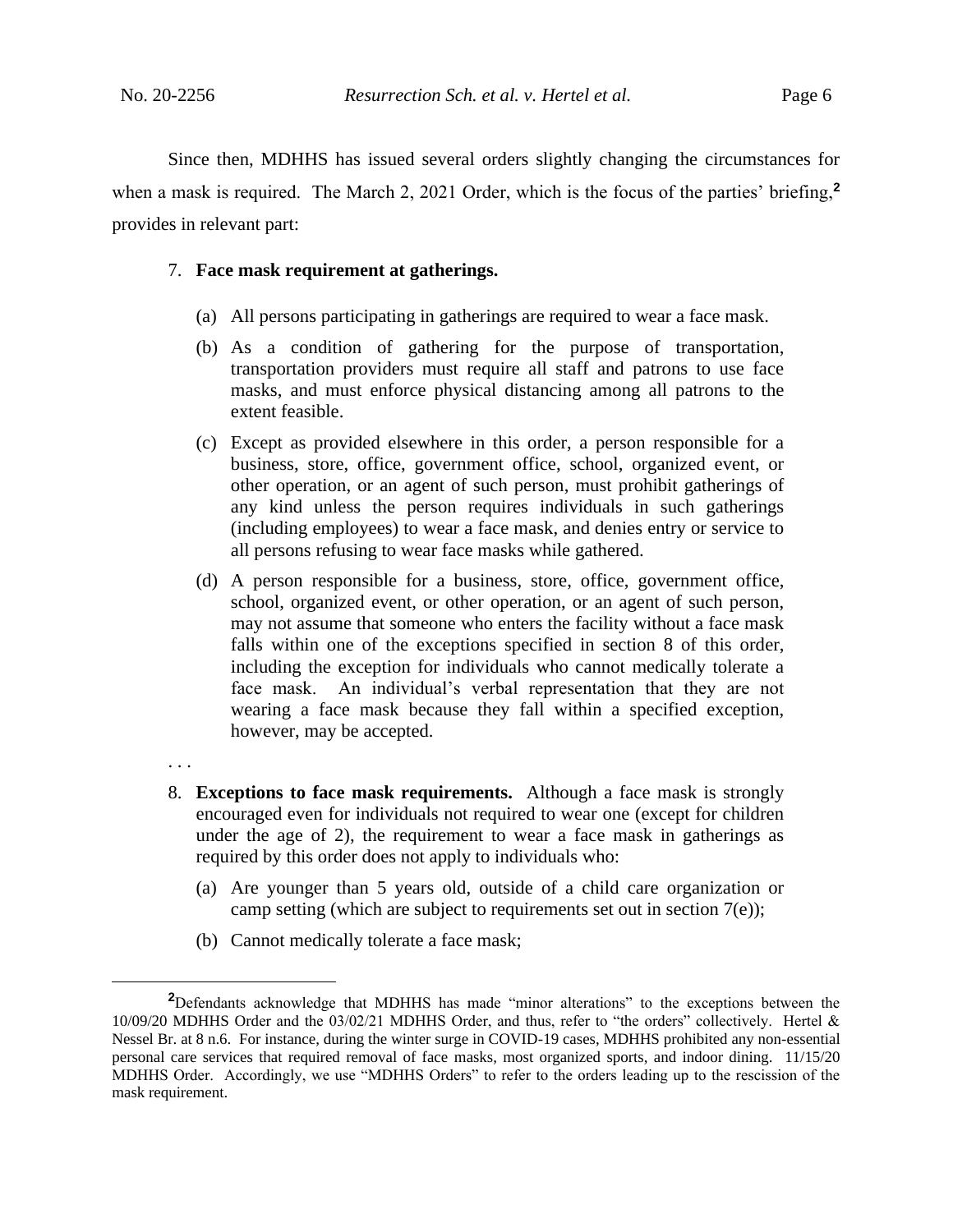Since then, MDHHS has issued several orders slightly changing the circumstances for when a mask is required. The March 2, 2021 Order, which is the focus of the parties' briefing,[2] provides in relevant part:

7. **Face mask requirement at gatherings.**

   (a) All persons participating in gatherings are required to wear a face mask.

   (b) As a condition of gathering for the purpose of transportation, transportation providers must require all staff and patrons to use face masks, and must enforce physical distancing among all patrons to the extent feasible.

   (c) Except as provided elsewhere in this order, a person responsible for a business, store, office, government office, school, organized event, or other operation, or an agent of such person, must prohibit gatherings of any kind unless the person requires individuals in such gatherings (including employees) to wear a face mask, and denies entry or service to all persons refusing to wear face masks while gathered.

   (d) A person responsible for a business, store, office, government office, school, organized event, or other operation, or an agent of such person, may not assume that someone who enters the facility without a face mask falls within one of the exceptions specified in section 8 of this order, including the exception for individuals who cannot medically tolerate a face mask. An individual's verbal representation that they are not wearing a face mask because they fall within a specified exception, however, may be accepted.

. . .

8. **Exceptions to face mask requirements.** Although a face mask is strongly encouraged even for individuals not required to wear one (except for children under the age of 2), the requirement to wear a face mask in gatherings as required by this order does not apply to individuals who:

   (a) Are younger than 5 years old, outside of a child care organization or camp setting (which are subject to requirements set out in section 7(e));

   (b) Cannot medically tolerate a face mask;

---

[2] Defendants acknowledge that MDHHS has made "minor alterations" to the exceptions between the 10/09/20 MDHHS Order and the 03/02/21 MDHHS Order, and thus, refer to "the orders" collectively. Hertel & Nessel Br. at 8 n.6. For instance, during the winter surge in COVID-19 cases, MDHHS prohibited any non-essential personal care services that required removal of face masks, most organized sports, and indoor dining. 11/15/20 MDHHS Order. Accordingly, we use "MDHHS Orders" to refer to the orders leading up to the rescission of the mask requirement.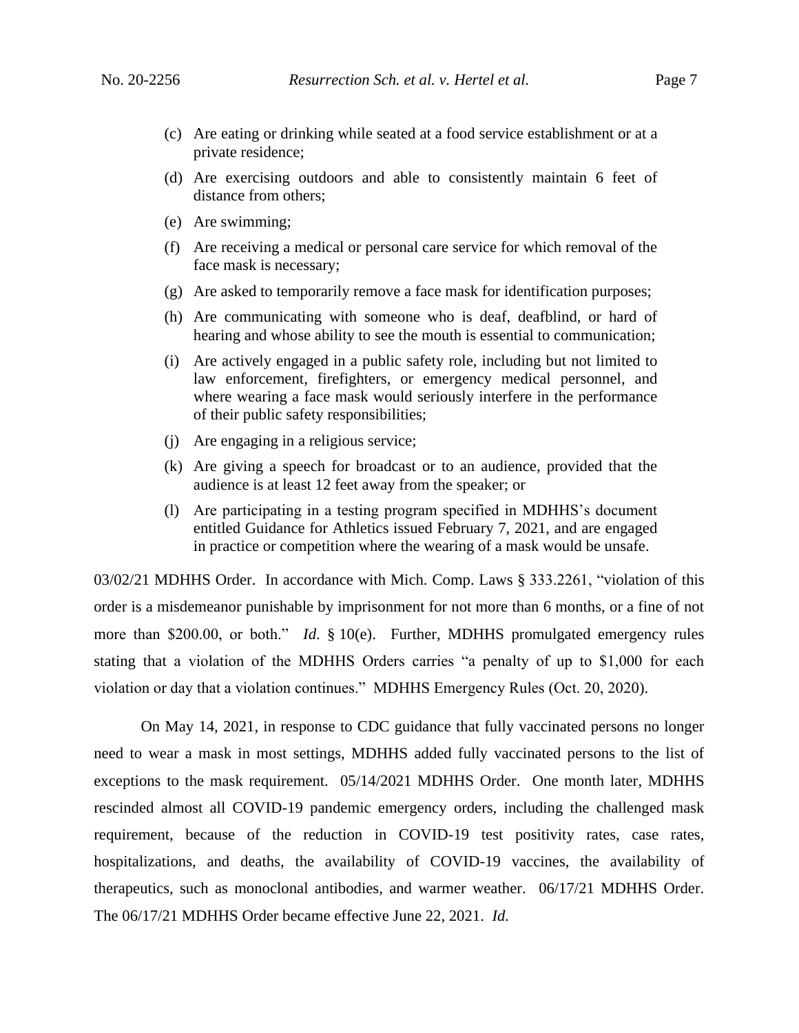- (c) Are eating or drinking while seated at a food service establishment or at a private residence;
- (d) Are exercising outdoors and able to consistently maintain 6 feet of distance from others;
- (e) Are swimming;
- (f) Are receiving a medical or personal care service for which removal of the face mask is necessary;
- (g) Are asked to temporarily remove a face mask for identification purposes;
- (h) Are communicating with someone who is deaf, deafblind, or hard of hearing and whose ability to see the mouth is essential to communication;
- (i) Are actively engaged in a public safety role, including but not limited to law enforcement, firefighters, or emergency medical personnel, and where wearing a face mask would seriously interfere in the performance of their public safety responsibilities;
- (j) Are engaging in a religious service;
- (k) Are giving a speech for broadcast or to an audience, provided that the audience is at least 12 feet away from the speaker; or
- (l) Are participating in a testing program specified in MDHHS's document entitled Guidance for Athletics issued February 7, 2021, and are engaged in practice or competition where the wearing of a mask would be unsafe.

03/02/21 MDHHS Order. In accordance with Mich. Comp. Laws § 333.2261, "violation of this order is a misdemeanor punishable by imprisonment for not more than 6 months, or a fine of not more than $200.00, or both." *Id*. § 10(e). Further, MDHHS promulgated emergency rules stating that a violation of the MDHHS Orders carries "a penalty of up to $1,000 for each violation or day that a violation continues." MDHHS Emergency Rules (Oct. 20, 2020).

On May 14, 2021, in response to CDC guidance that fully vaccinated persons no longer need to wear a mask in most settings, MDHHS added fully vaccinated persons to the list of exceptions to the mask requirement. 05/14/2021 MDHHS Order. One month later, MDHHS rescinded almost all COVID-19 pandemic emergency orders, including the challenged mask requirement, because of the reduction in COVID-19 test positivity rates, case rates, hospitalizations, and deaths, the availability of COVID-19 vaccines, the availability of therapeutics, such as monoclonal antibodies, and warmer weather. 06/17/21 MDHHS Order. The 06/17/21 MDHHS Order became effective June 22, 2021. *Id.*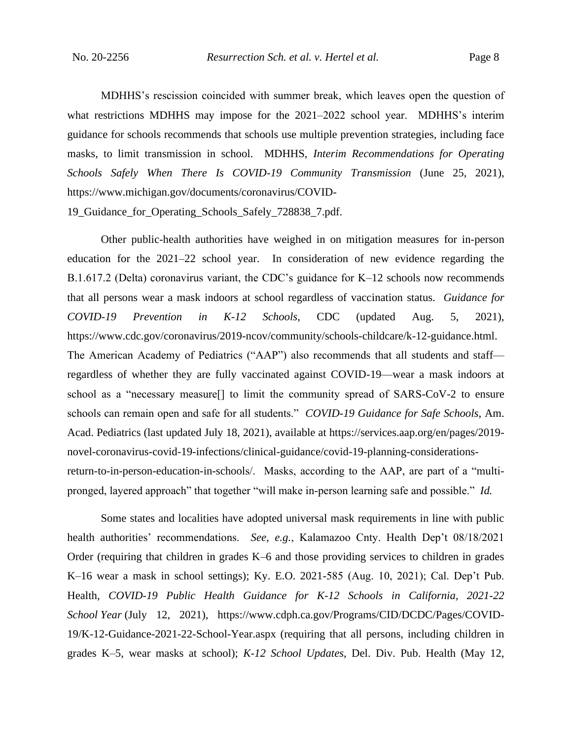MDHHS's rescission coincided with summer break, which leaves open the question of what restrictions MDHHS may impose for the 2021–2022 school year. MDHHS's interim guidance for schools recommends that schools use multiple prevention strategies, including face masks, to limit transmission in school. MDHHS, *Interim Recommendations for Operating Schools Safely When There Is COVID-19 Community Transmission* (June 25, 2021), https://www.michigan.gov/documents/coronavirus/COVID-19_Guidance_for_Operating_Schools_Safely_728838_7.pdf.

Other public-health authorities have weighed in on mitigation measures for in-person education for the 2021–22 school year. In consideration of new evidence regarding the B.1.617.2 (Delta) coronavirus variant, the CDC's guidance for K–12 schools now recommends that all persons wear a mask indoors at school regardless of vaccination status. *Guidance for COVID-19 Prevention in K-12 Schools*, CDC (updated Aug. 5, 2021), https://www.cdc.gov/coronavirus/2019-ncov/community/schools-childcare/k-12-guidance.html. The American Academy of Pediatrics ("AAP") also recommends that all students and staff—regardless of whether they are fully vaccinated against COVID-19—wear a mask indoors at school as a "necessary measure[] to limit the community spread of SARS-CoV-2 to ensure schools can remain open and safe for all students." *COVID-19 Guidance for Safe Schools*, Am. Acad. Pediatrics (last updated July 18, 2021), available at https://services.aap.org/en/pages/2019-novel-coronavirus-covid-19-infections/clinical-guidance/covid-19-planning-considerations-return-to-in-person-education-in-schools/. Masks, according to the AAP, are part of a "multi-pronged, layered approach" that together "will make in-person learning safe and possible." *Id.*

Some states and localities have adopted universal mask requirements in line with public health authorities' recommendations. *See, e.g.*, Kalamazoo Cnty. Health Dep't 08/18/2021 Order (requiring that children in grades K–6 and those providing services to children in grades K–16 wear a mask in school settings); Ky. E.O. 2021-585 (Aug. 10, 2021); Cal. Dep't Pub. Health, *COVID-19 Public Health Guidance for K-12 Schools in California, 2021-22 School Year* (July 12, 2021), https://www.cdph.ca.gov/Programs/CID/DCDC/Pages/COVID-19/K-12-Guidance-2021-22-School-Year.aspx (requiring that all persons, including children in grades K–5, wear masks at school); *K-12 School Updates*, Del. Div. Pub. Health (May 12,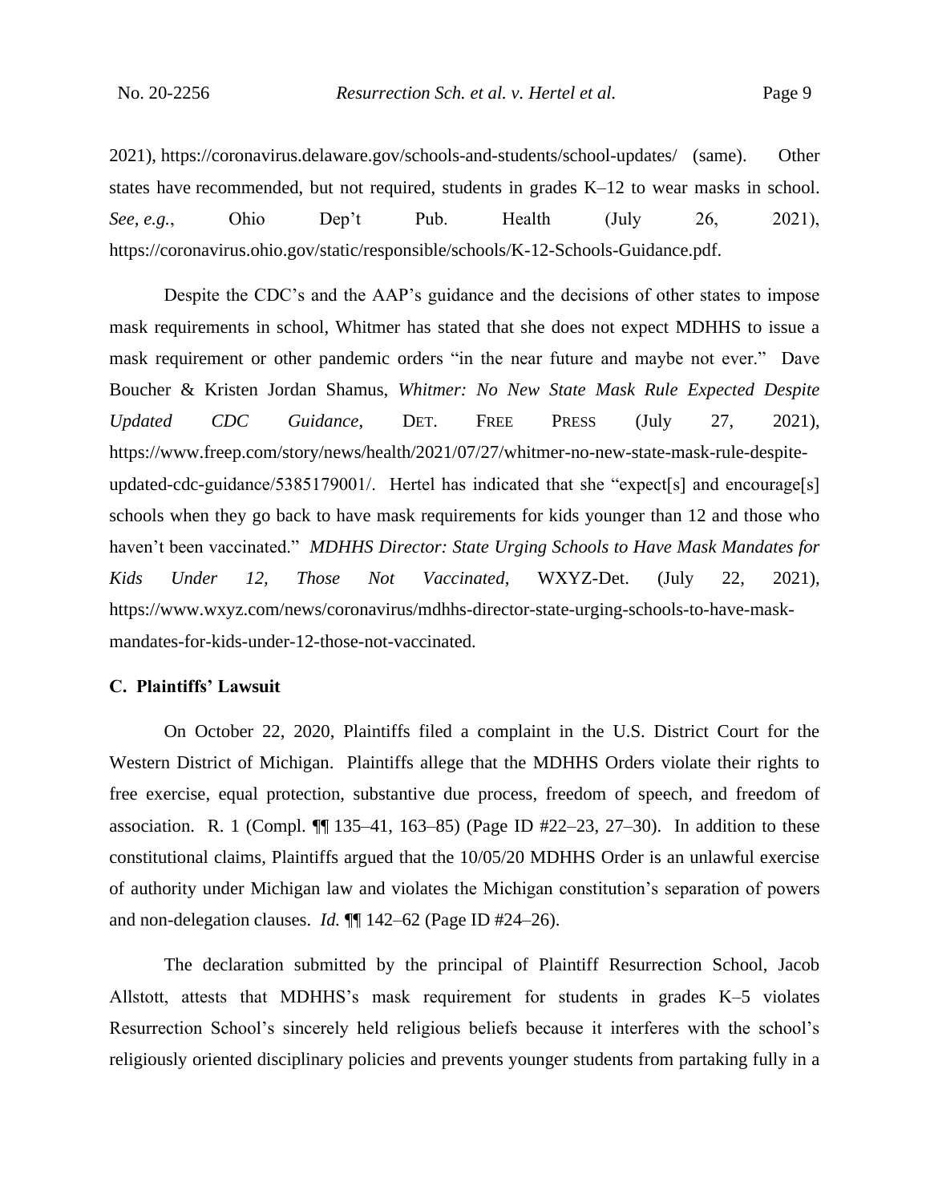2021), https://coronavirus.delaware.gov/schools-and-students/school-updates/ (same). Other states have recommended, but not required, students in grades K–12 to wear masks in school. *See, e.g.*, Ohio Dep't Pub. Health (July 26, 2021), https://coronavirus.ohio.gov/static/responsible/schools/K-12-Schools-Guidance.pdf.

Despite the CDC's and the AAP's guidance and the decisions of other states to impose mask requirements in school, Whitmer has stated that she does not expect MDHHS to issue a mask requirement or other pandemic orders "in the near future and maybe not ever." Dave Boucher & Kristen Jordan Shamus, *Whitmer: No New State Mask Rule Expected Despite Updated CDC Guidance*, DET. FREE PRESS (July 27, 2021), https://www.freep.com/story/news/health/2021/07/27/whitmer-no-new-state-mask-rule-despite-updated-cdc-guidance/5385179001/. Hertel has indicated that she "expect[s] and encourage[s] schools when they go back to have mask requirements for kids younger than 12 and those who haven't been vaccinated." *MDHHS Director: State Urging Schools to Have Mask Mandates for Kids Under 12, Those Not Vaccinated*, WXYZ-Det. (July 22, 2021), https://www.wxyz.com/news/coronavirus/mdhhs-director-state-urging-schools-to-have-mask-mandates-for-kids-under-12-those-not-vaccinated.

### C. Plaintiffs' Lawsuit

On October 22, 2020, Plaintiffs filed a complaint in the U.S. District Court for the Western District of Michigan. Plaintiffs allege that the MDHHS Orders violate their rights to free exercise, equal protection, substantive due process, freedom of speech, and freedom of association. R. 1 (Compl. ¶¶ 135–41, 163–85) (Page ID #22–23, 27–30). In addition to these constitutional claims, Plaintiffs argued that the 10/05/20 MDHHS Order is an unlawful exercise of authority under Michigan law and violates the Michigan constitution's separation of powers and non-delegation clauses. *Id.* ¶¶ 142–62 (Page ID #24–26).

The declaration submitted by the principal of Plaintiff Resurrection School, Jacob Allstott, attests that MDHHS's mask requirement for students in grades K–5 violates Resurrection School's sincerely held religious beliefs because it interferes with the school's religiously oriented disciplinary policies and prevents younger students from partaking fully in a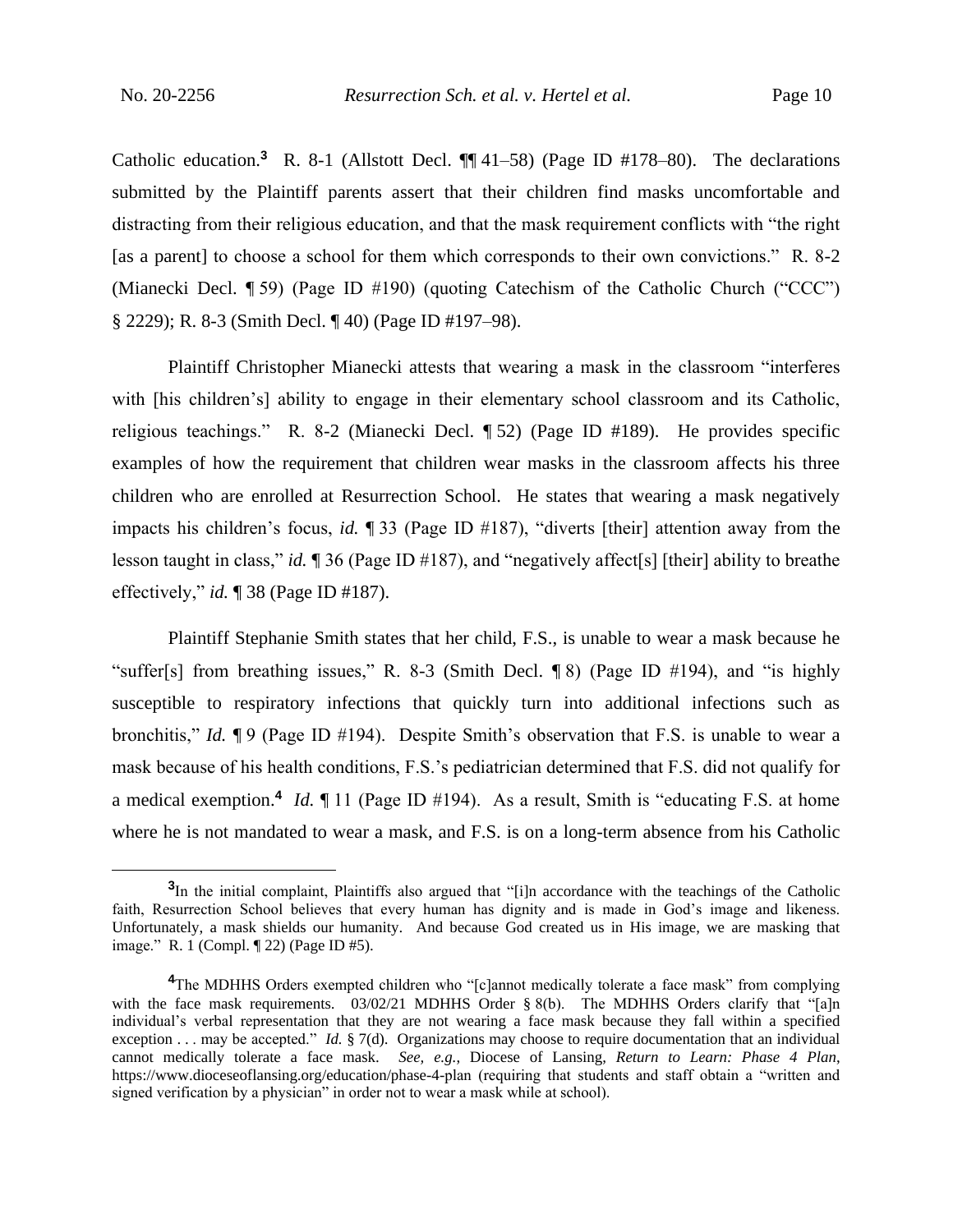Catholic education.[3] R. 8-1 (Allstott Decl. ¶¶ 41–58) (Page ID #178–80). The declarations submitted by the Plaintiff parents assert that their children find masks uncomfortable and distracting from their religious education, and that the mask requirement conflicts with "the right [as a parent] to choose a school for them which corresponds to their own convictions." R. 8-2 (Mianecki Decl. ¶ 59) (Page ID #190) (quoting Catechism of the Catholic Church ("CCC") § 2229); R. 8-3 (Smith Decl. ¶ 40) (Page ID #197–98).

Plaintiff Christopher Mianecki attests that wearing a mask in the classroom "interferes with [his children's] ability to engage in their elementary school classroom and its Catholic, religious teachings." R. 8-2 (Mianecki Decl. ¶ 52) (Page ID #189). He provides specific examples of how the requirement that children wear masks in the classroom affects his three children who are enrolled at Resurrection School. He states that wearing a mask negatively impacts his children's focus, *id.* ¶ 33 (Page ID #187), "diverts [their] attention away from the lesson taught in class," *id.* ¶ 36 (Page ID #187), and "negatively affect[s] [their] ability to breathe effectively," *id.* ¶ 38 (Page ID #187).

Plaintiff Stephanie Smith states that her child, F.S., is unable to wear a mask because he "suffer[s] from breathing issues," R. 8-3 (Smith Decl. ¶ 8) (Page ID #194), and "is highly susceptible to respiratory infections that quickly turn into additional infections such as bronchitis," *Id.* ¶ 9 (Page ID #194). Despite Smith's observation that F.S. is unable to wear a mask because of his health conditions, F.S.'s pediatrician determined that F.S. did not qualify for a medical exemption.[4] *Id.* ¶ 11 (Page ID #194). As a result, Smith is "educating F.S. at home where he is not mandated to wear a mask, and F.S. is on a long-term absence from his Catholic

---

[3] In the initial complaint, Plaintiffs also argued that "[i]n accordance with the teachings of the Catholic faith, Resurrection School believes that every human has dignity and is made in God's image and likeness. Unfortunately, a mask shields our humanity. And because God created us in His image, we are masking that image." R. 1 (Compl. ¶ 22) (Page ID #5).

[4] The MDHHS Orders exempted children who "[c]annot medically tolerate a face mask" from complying with the face mask requirements. 03/02/21 MDHHS Order § 8(b). The MDHHS Orders clarify that "[a]n individual's verbal representation that they are not wearing a face mask because they fall within a specified exception . . . may be accepted." *Id.* § 7(d). Organizations may choose to require documentation that an individual cannot medically tolerate a face mask. *See, e.g.*, Diocese of Lansing, *Return to Learn: Phase 4 Plan*, https://www.dioceseoflansing.org/education/phase-4-plan (requiring that students and staff obtain a "written and signed verification by a physician" in order not to wear a mask while at school).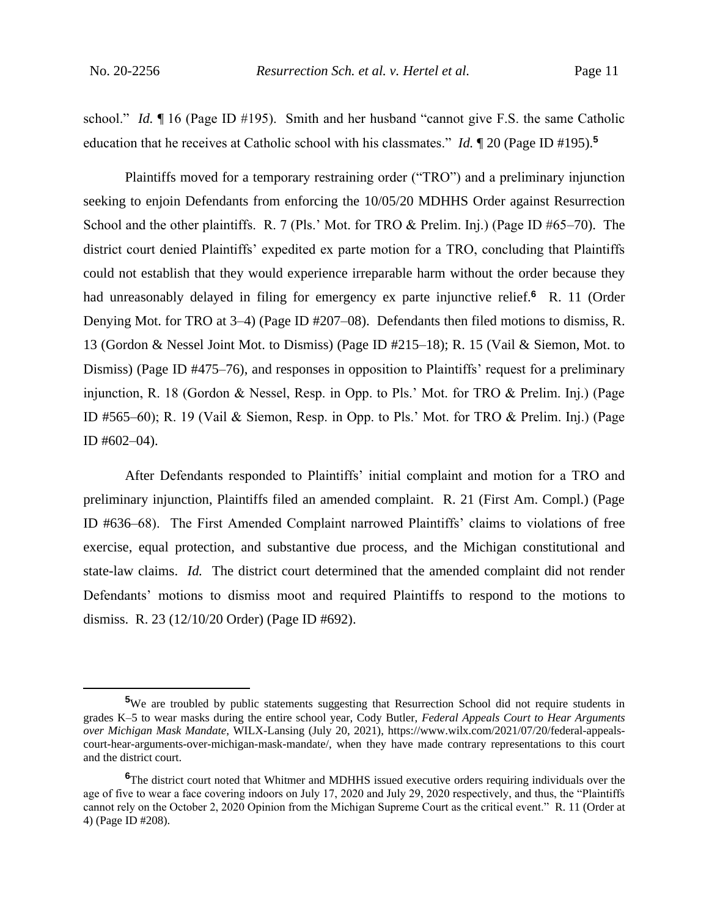school." *Id.* ¶ 16 (Page ID #195). Smith and her husband "cannot give F.S. the same Catholic education that he receives at Catholic school with his classmates." *Id.* ¶ 20 (Page ID #195).[5]

Plaintiffs moved for a temporary restraining order ("TRO") and a preliminary injunction seeking to enjoin Defendants from enforcing the 10/05/20 MDHHS Order against Resurrection School and the other plaintiffs. R. 7 (Pls.' Mot. for TRO & Prelim. Inj.) (Page ID #65–70). The district court denied Plaintiffs' expedited ex parte motion for a TRO, concluding that Plaintiffs could not establish that they would experience irreparable harm without the order because they had unreasonably delayed in filing for emergency ex parte injunctive relief.[6] R. 11 (Order Denying Mot. for TRO at 3–4) (Page ID #207–08). Defendants then filed motions to dismiss, R. 13 (Gordon & Nessel Joint Mot. to Dismiss) (Page ID #215–18); R. 15 (Vail & Siemon, Mot. to Dismiss) (Page ID #475–76), and responses in opposition to Plaintiffs' request for a preliminary injunction, R. 18 (Gordon & Nessel, Resp. in Opp. to Pls.' Mot. for TRO & Prelim. Inj.) (Page ID #565–60); R. 19 (Vail & Siemon, Resp. in Opp. to Pls.' Mot. for TRO & Prelim. Inj.) (Page ID #602–04).

After Defendants responded to Plaintiffs' initial complaint and motion for a TRO and preliminary injunction, Plaintiffs filed an amended complaint. R. 21 (First Am. Compl.) (Page ID #636–68). The First Amended Complaint narrowed Plaintiffs' claims to violations of free exercise, equal protection, and substantive due process, and the Michigan constitutional and state-law claims. *Id.* The district court determined that the amended complaint did not render Defendants' motions to dismiss moot and required Plaintiffs to respond to the motions to dismiss. R. 23 (12/10/20 Order) (Page ID #692).

---

[5] We are troubled by public statements suggesting that Resurrection School did not require students in grades K–5 to wear masks during the entire school year, Cody Butler, *Federal Appeals Court to Hear Arguments over Michigan Mask Mandate*, WILX-Lansing (July 20, 2021), https://www.wilx.com/2021/07/20/federal-appeals-court-hear-arguments-over-michigan-mask-mandate/, when they have made contrary representations to this court and the district court.

[6] The district court noted that Whitmer and MDHHS issued executive orders requiring individuals over the age of five to wear a face covering indoors on July 17, 2020 and July 29, 2020 respectively, and thus, the "Plaintiffs cannot rely on the October 2, 2020 Opinion from the Michigan Supreme Court as the critical event." R. 11 (Order at 4) (Page ID #208).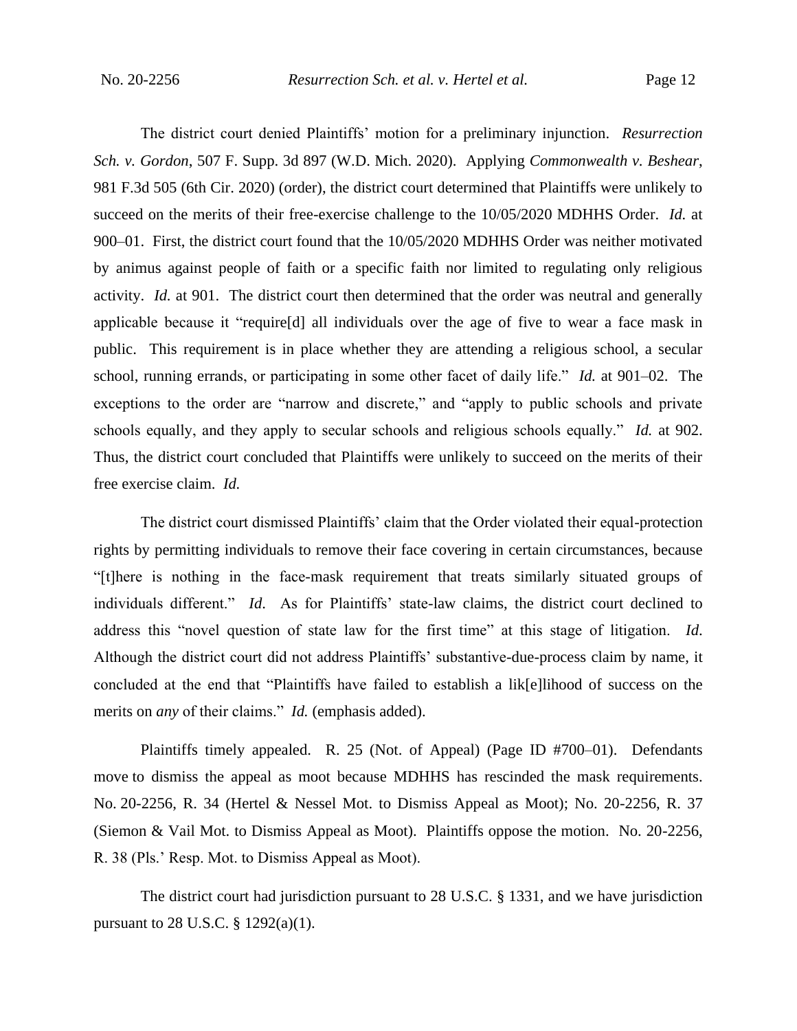The district court denied Plaintiffs' motion for a preliminary injunction. *Resurrection Sch. v. Gordon*, 507 F. Supp. 3d 897 (W.D. Mich. 2020). Applying *Commonwealth v. Beshear*, 981 F.3d 505 (6th Cir. 2020) (order), the district court determined that Plaintiffs were unlikely to succeed on the merits of their free-exercise challenge to the 10/05/2020 MDHHS Order. *Id.* at 900–01. First, the district court found that the 10/05/2020 MDHHS Order was neither motivated by animus against people of faith or a specific faith nor limited to regulating only religious activity. *Id.* at 901. The district court then determined that the order was neutral and generally applicable because it "require[d] all individuals over the age of five to wear a face mask in public. This requirement is in place whether they are attending a religious school, a secular school, running errands, or participating in some other facet of daily life." *Id.* at 901–02. The exceptions to the order are "narrow and discrete," and "apply to public schools and private schools equally, and they apply to secular schools and religious schools equally." *Id.* at 902. Thus, the district court concluded that Plaintiffs were unlikely to succeed on the merits of their free exercise claim. *Id.*

The district court dismissed Plaintiffs' claim that the Order violated their equal-protection rights by permitting individuals to remove their face covering in certain circumstances, because "[t]here is nothing in the face-mask requirement that treats similarly situated groups of individuals different." *Id.* As for Plaintiffs' state-law claims, the district court declined to address this "novel question of state law for the first time" at this stage of litigation. *Id*. Although the district court did not address Plaintiffs' substantive-due-process claim by name, it concluded at the end that "Plaintiffs have failed to establish a lik[e]lihood of success on the merits on *any* of their claims." *Id.* (emphasis added).

Plaintiffs timely appealed. R. 25 (Not. of Appeal) (Page ID #700–01). Defendants move to dismiss the appeal as moot because MDHHS has rescinded the mask requirements. No. 20-2256, R. 34 (Hertel & Nessel Mot. to Dismiss Appeal as Moot); No. 20-2256, R. 37 (Siemon & Vail Mot. to Dismiss Appeal as Moot). Plaintiffs oppose the motion. No. 20-2256, R. 38 (Pls.' Resp. Mot. to Dismiss Appeal as Moot).

The district court had jurisdiction pursuant to 28 U.S.C. § 1331, and we have jurisdiction pursuant to 28 U.S.C. § 1292(a)(1).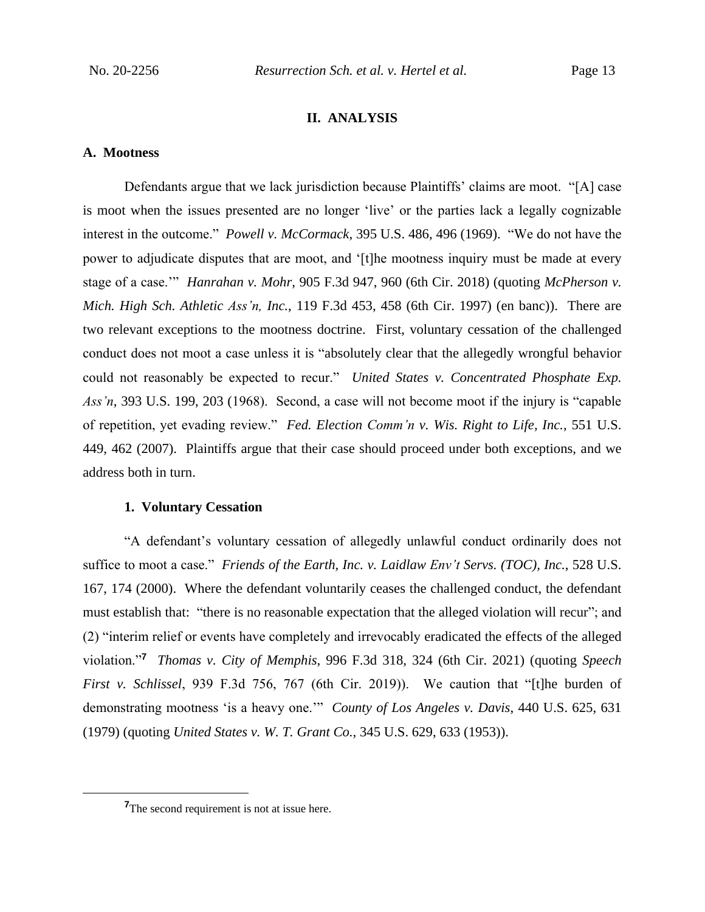## II. ANALYSIS

### A. Mootness

Defendants argue that we lack jurisdiction because Plaintiffs' claims are moot. "[A] case is moot when the issues presented are no longer 'live' or the parties lack a legally cognizable interest in the outcome." *Powell v. McCormack*, 395 U.S. 486, 496 (1969). "We do not have the power to adjudicate disputes that are moot, and '[t]he mootness inquiry must be made at every stage of a case.'" *Hanrahan v. Mohr*, 905 F.3d 947, 960 (6th Cir. 2018) (quoting *McPherson v. Mich. High Sch. Athletic Ass'n, Inc.*, 119 F.3d 453, 458 (6th Cir. 1997) (en banc)). There are two relevant exceptions to the mootness doctrine. First, voluntary cessation of the challenged conduct does not moot a case unless it is "absolutely clear that the allegedly wrongful behavior could not reasonably be expected to recur." *United States v. Concentrated Phosphate Exp. Ass'n*, 393 U.S. 199, 203 (1968). Second, a case will not become moot if the injury is "capable of repetition, yet evading review." *Fed. Election Comm'n v. Wis. Right to Life, Inc.*, 551 U.S. 449, 462 (2007). Plaintiffs argue that their case should proceed under both exceptions, and we address both in turn.

#### 1. Voluntary Cessation

"A defendant's voluntary cessation of allegedly unlawful conduct ordinarily does not suffice to moot a case." *Friends of the Earth, Inc. v. Laidlaw Env't Servs. (TOC), Inc.*, 528 U.S. 167, 174 (2000). Where the defendant voluntarily ceases the challenged conduct, the defendant must establish that: "there is no reasonable expectation that the alleged violation will recur"; and (2) "interim relief or events have completely and irrevocably eradicated the effects of the alleged violation."[7] *Thomas v. City of Memphis*, 996 F.3d 318, 324 (6th Cir. 2021) (quoting *Speech First v. Schlissel*, 939 F.3d 756, 767 (6th Cir. 2019)). We caution that "[t]he burden of demonstrating mootness 'is a heavy one.'" *County of Los Angeles v. Davis*, 440 U.S. 625, 631 (1979) (quoting *United States v. W. T. Grant Co.*, 345 U.S. 629, 633 (1953)).

---

[7]The second requirement is not at issue here.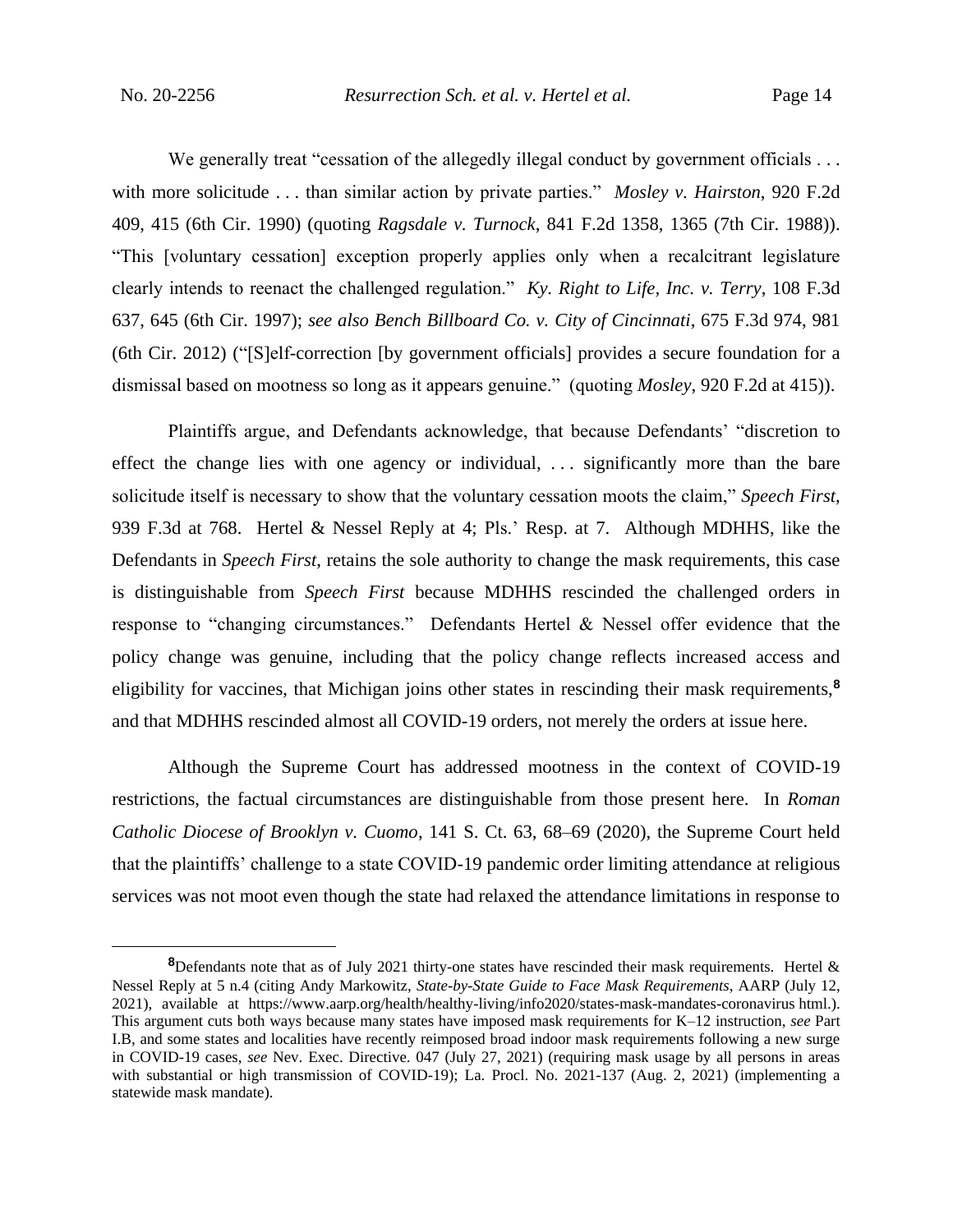We generally treat "cessation of the allegedly illegal conduct by government officials . . . with more solicitude . . . than similar action by private parties." *Mosley v. Hairston*, 920 F.2d 409, 415 (6th Cir. 1990) (quoting *Ragsdale v. Turnock*, 841 F.2d 1358, 1365 (7th Cir. 1988)). "This [voluntary cessation] exception properly applies only when a recalcitrant legislature clearly intends to reenact the challenged regulation." *Ky. Right to Life, Inc. v. Terry*, 108 F.3d 637, 645 (6th Cir. 1997); *see also Bench Billboard Co. v. City of Cincinnati*, 675 F.3d 974, 981 (6th Cir. 2012) ("[S]elf-correction [by government officials] provides a secure foundation for a dismissal based on mootness so long as it appears genuine." (quoting *Mosley*, 920 F.2d at 415)).

Plaintiffs argue, and Defendants acknowledge, that because Defendants' "discretion to effect the change lies with one agency or individual, . . . significantly more than the bare solicitude itself is necessary to show that the voluntary cessation moots the claim," *Speech First*, 939 F.3d at 768. Hertel & Nessel Reply at 4; Pls.' Resp. at 7. Although MDHHS, like the Defendants in *Speech First*, retains the sole authority to change the mask requirements, this case is distinguishable from *Speech First* because MDHHS rescinded the challenged orders in response to "changing circumstances." Defendants Hertel & Nessel offer evidence that the policy change was genuine, including that the policy change reflects increased access and eligibility for vaccines, that Michigan joins other states in rescinding their mask requirements,[8] and that MDHHS rescinded almost all COVID-19 orders, not merely the orders at issue here.

Although the Supreme Court has addressed mootness in the context of COVID-19 restrictions, the factual circumstances are distinguishable from those present here. In *Roman Catholic Diocese of Brooklyn v. Cuomo*, 141 S. Ct. 63, 68–69 (2020), the Supreme Court held that the plaintiffs' challenge to a state COVID-19 pandemic order limiting attendance at religious services was not moot even though the state had relaxed the attendance limitations in response to

---

[8] Defendants note that as of July 2021 thirty-one states have rescinded their mask requirements. Hertel & Nessel Reply at 5 n.4 (citing Andy Markowitz, *State-by-State Guide to Face Mask Requirements*, AARP (July 12, 2021), available at https://www.aarp.org/health/healthy-living/info2020/states-mask-mandates-coronavirus html.). This argument cuts both ways because many states have imposed mask requirements for K–12 instruction, *see* Part I.B, and some states and localities have recently reimposed broad indoor mask requirements following a new surge in COVID-19 cases, *see* Nev. Exec. Directive. 047 (July 27, 2021) (requiring mask usage by all persons in areas with substantial or high transmission of COVID-19); La. Procl. No. 2021-137 (Aug. 2, 2021) (implementing a statewide mask mandate).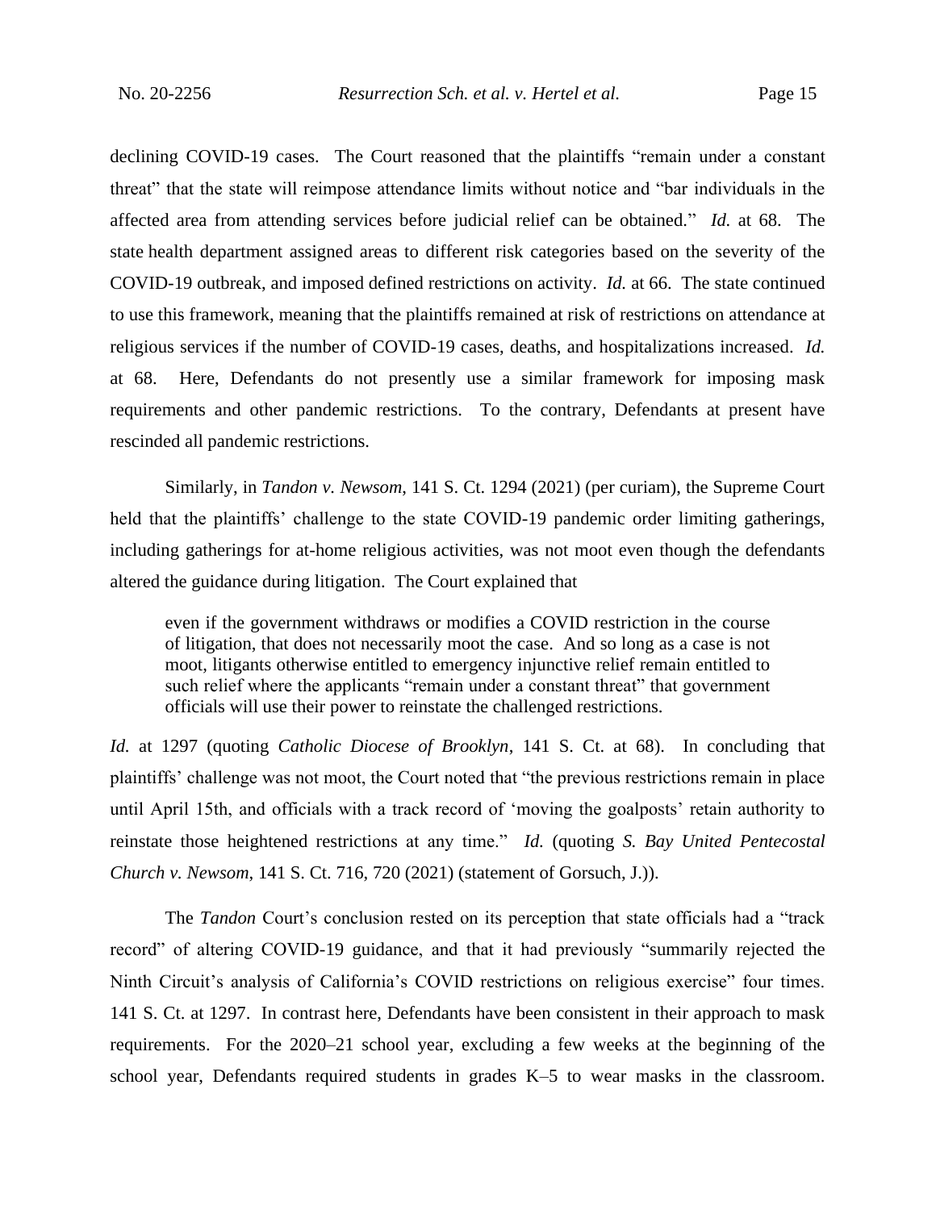declining COVID-19 cases. The Court reasoned that the plaintiffs "remain under a constant threat" that the state will reimpose attendance limits without notice and "bar individuals in the affected area from attending services before judicial relief can be obtained." *Id.* at 68. The state health department assigned areas to different risk categories based on the severity of the COVID-19 outbreak, and imposed defined restrictions on activity. *Id.* at 66. The state continued to use this framework, meaning that the plaintiffs remained at risk of restrictions on attendance at religious services if the number of COVID-19 cases, deaths, and hospitalizations increased. *Id.* at 68. Here, Defendants do not presently use a similar framework for imposing mask requirements and other pandemic restrictions. To the contrary, Defendants at present have rescinded all pandemic restrictions.

Similarly, in *Tandon v. Newsom*, 141 S. Ct. 1294 (2021) (per curiam), the Supreme Court held that the plaintiffs' challenge to the state COVID-19 pandemic order limiting gatherings, including gatherings for at-home religious activities, was not moot even though the defendants altered the guidance during litigation. The Court explained that

> even if the government withdraws or modifies a COVID restriction in the course of litigation, that does not necessarily moot the case. And so long as a case is not moot, litigants otherwise entitled to emergency injunctive relief remain entitled to such relief where the applicants "remain under a constant threat" that government officials will use their power to reinstate the challenged restrictions.

*Id.* at 1297 (quoting *Catholic Diocese of Brooklyn*, 141 S. Ct. at 68). In concluding that plaintiffs' challenge was not moot, the Court noted that "the previous restrictions remain in place until April 15th, and officials with a track record of 'moving the goalposts' retain authority to reinstate those heightened restrictions at any time." *Id.* (quoting *S. Bay United Pentecostal Church v. Newsom*, 141 S. Ct. 716, 720 (2021) (statement of Gorsuch, J.)).

The *Tandon* Court's conclusion rested on its perception that state officials had a "track record" of altering COVID-19 guidance, and that it had previously "summarily rejected the Ninth Circuit's analysis of California's COVID restrictions on religious exercise" four times. 141 S. Ct. at 1297. In contrast here, Defendants have been consistent in their approach to mask requirements. For the 2020–21 school year, excluding a few weeks at the beginning of the school year, Defendants required students in grades K–5 to wear masks in the classroom.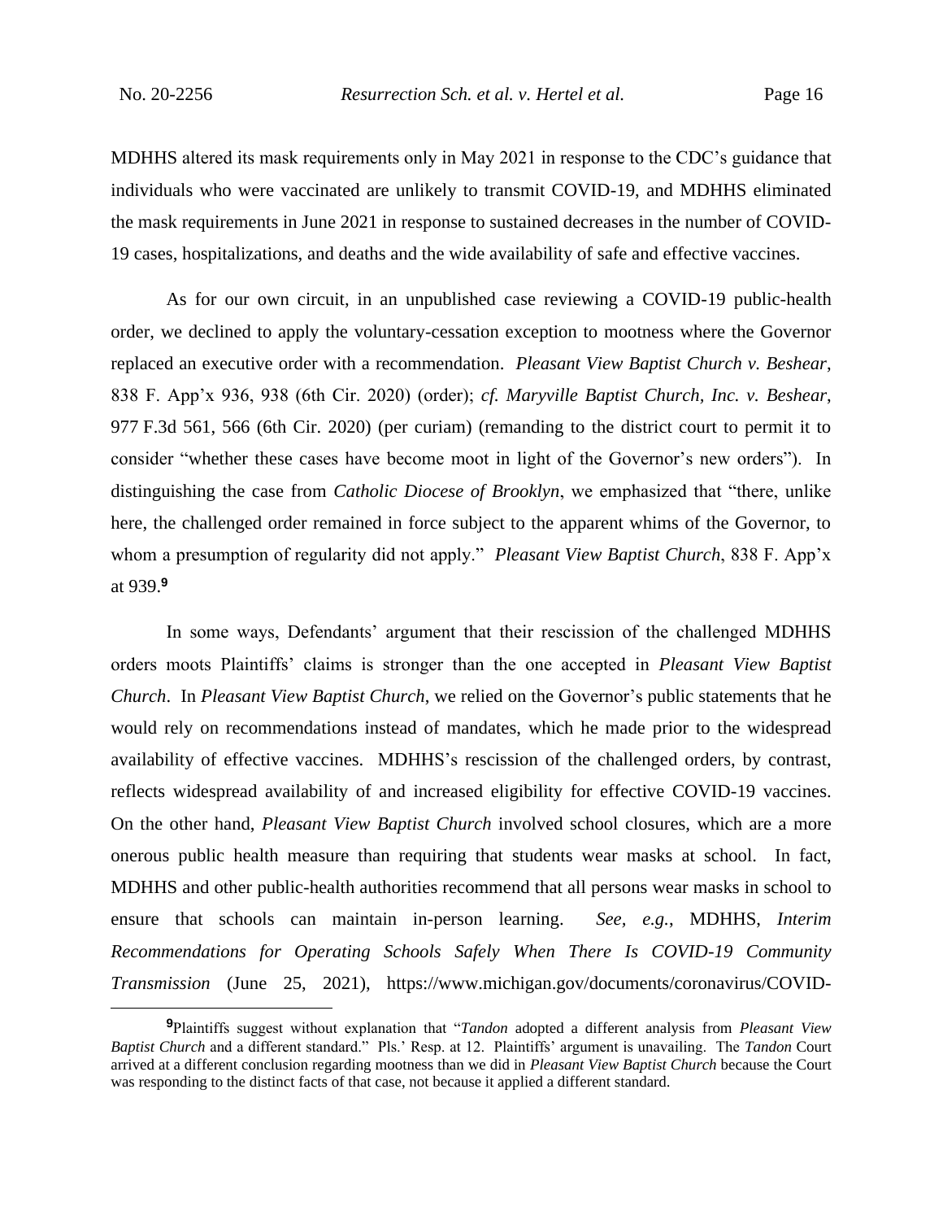MDHHS altered its mask requirements only in May 2021 in response to the CDC's guidance that individuals who were vaccinated are unlikely to transmit COVID-19, and MDHHS eliminated the mask requirements in June 2021 in response to sustained decreases in the number of COVID-19 cases, hospitalizations, and deaths and the wide availability of safe and effective vaccines.

As for our own circuit, in an unpublished case reviewing a COVID-19 public-health order, we declined to apply the voluntary-cessation exception to mootness where the Governor replaced an executive order with a recommendation. *Pleasant View Baptist Church v. Beshear*, 838 F. App'x 936, 938 (6th Cir. 2020) (order); *cf. Maryville Baptist Church, Inc. v. Beshear*, 977 F.3d 561, 566 (6th Cir. 2020) (per curiam) (remanding to the district court to permit it to consider "whether these cases have become moot in light of the Governor's new orders"). In distinguishing the case from *Catholic Diocese of Brooklyn*, we emphasized that "there, unlike here, the challenged order remained in force subject to the apparent whims of the Governor, to whom a presumption of regularity did not apply." *Pleasant View Baptist Church*, 838 F. App'x at 939.[9]

In some ways, Defendants' argument that their rescission of the challenged MDHHS orders moots Plaintiffs' claims is stronger than the one accepted in *Pleasant View Baptist Church*. In *Pleasant View Baptist Church*, we relied on the Governor's public statements that he would rely on recommendations instead of mandates, which he made prior to the widespread availability of effective vaccines. MDHHS's rescission of the challenged orders, by contrast, reflects widespread availability of and increased eligibility for effective COVID-19 vaccines. On the other hand, *Pleasant View Baptist Church* involved school closures, which are a more onerous public health measure than requiring that students wear masks at school. In fact, MDHHS and other public-health authorities recommend that all persons wear masks in school to ensure that schools can maintain in-person learning. *See, e.g.*, MDHHS, *Interim Recommendations for Operating Schools Safely When There Is COVID-19 Community Transmission* (June 25, 2021), https://www.michigan.gov/documents/coronavirus/COVID-

---

[9] Plaintiffs suggest without explanation that "*Tandon* adopted a different analysis from *Pleasant View Baptist Church* and a different standard." Pls.' Resp. at 12. Plaintiffs' argument is unavailing. The *Tandon* Court arrived at a different conclusion regarding mootness than we did in *Pleasant View Baptist Church* because the Court was responding to the distinct facts of that case, not because it applied a different standard.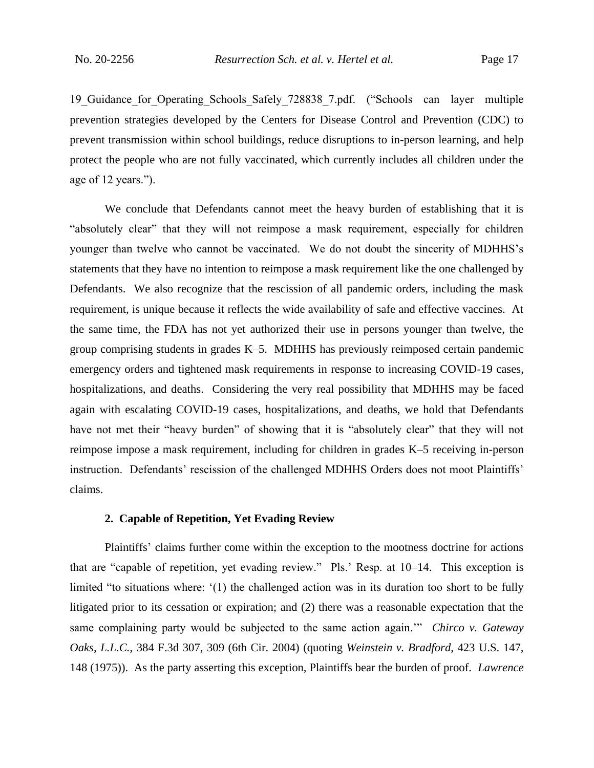19_Guidance_for_Operating_Schools_Safely_728838_7.pdf. ("Schools can layer multiple prevention strategies developed by the Centers for Disease Control and Prevention (CDC) to prevent transmission within school buildings, reduce disruptions to in-person learning, and help protect the people who are not fully vaccinated, which currently includes all children under the age of 12 years.").

We conclude that Defendants cannot meet the heavy burden of establishing that it is "absolutely clear" that they will not reimpose a mask requirement, especially for children younger than twelve who cannot be vaccinated. We do not doubt the sincerity of MDHHS's statements that they have no intention to reimpose a mask requirement like the one challenged by Defendants. We also recognize that the rescission of all pandemic orders, including the mask requirement, is unique because it reflects the wide availability of safe and effective vaccines. At the same time, the FDA has not yet authorized their use in persons younger than twelve, the group comprising students in grades K–5. MDHHS has previously reimposed certain pandemic emergency orders and tightened mask requirements in response to increasing COVID-19 cases, hospitalizations, and deaths. Considering the very real possibility that MDHHS may be faced again with escalating COVID-19 cases, hospitalizations, and deaths, we hold that Defendants have not met their "heavy burden" of showing that it is "absolutely clear" that they will not reimpose impose a mask requirement, including for children in grades K–5 receiving in-person instruction. Defendants' rescission of the challenged MDHHS Orders does not moot Plaintiffs' claims.

### 2. Capable of Repetition, Yet Evading Review

Plaintiffs' claims further come within the exception to the mootness doctrine for actions that are "capable of repetition, yet evading review." Pls.' Resp. at 10–14. This exception is limited "to situations where: '(1) the challenged action was in its duration too short to be fully litigated prior to its cessation or expiration; and (2) there was a reasonable expectation that the same complaining party would be subjected to the same action again.'" *Chirco v. Gateway Oaks, L.L.C.*, 384 F.3d 307, 309 (6th Cir. 2004) (quoting *Weinstein v. Bradford*, 423 U.S. 147, 148 (1975)). As the party asserting this exception, Plaintiffs bear the burden of proof. *Lawrence*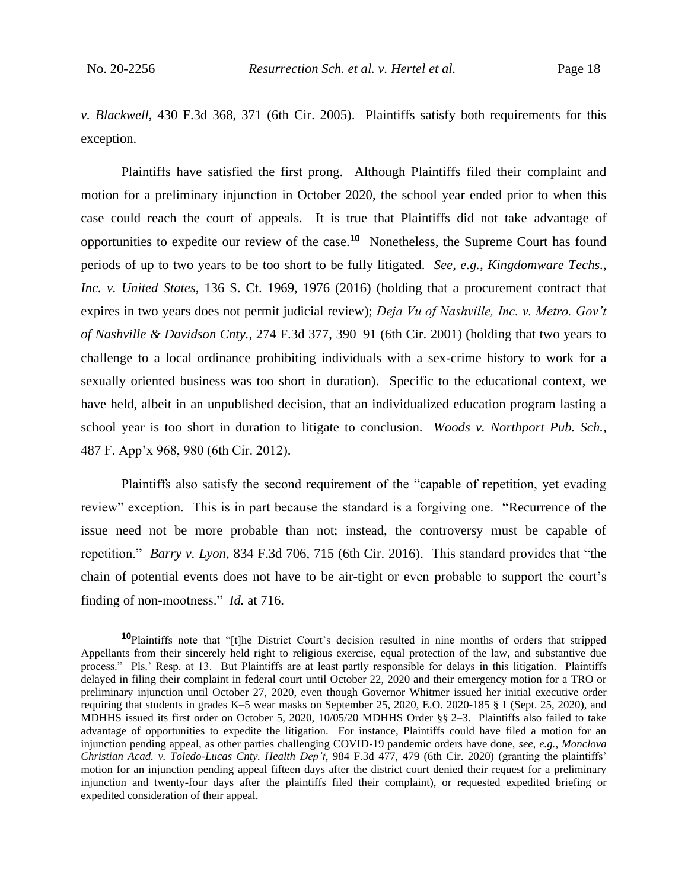*v. Blackwell*, 430 F.3d 368, 371 (6th Cir. 2005). Plaintiffs satisfy both requirements for this exception.

Plaintiffs have satisfied the first prong. Although Plaintiffs filed their complaint and motion for a preliminary injunction in October 2020, the school year ended prior to when this case could reach the court of appeals. It is true that Plaintiffs did not take advantage of opportunities to expedite our review of the case.[10] Nonetheless, the Supreme Court has found periods of up to two years to be too short to be fully litigated. *See, e.g.*, *Kingdomware Techs., Inc. v. United States*, 136 S. Ct. 1969, 1976 (2016) (holding that a procurement contract that expires in two years does not permit judicial review); *Deja Vu of Nashville, Inc. v. Metro. Gov't of Nashville & Davidson Cnty.*, 274 F.3d 377, 390–91 (6th Cir. 2001) (holding that two years to challenge to a local ordinance prohibiting individuals with a sex-crime history to work for a sexually oriented business was too short in duration). Specific to the educational context, we have held, albeit in an unpublished decision, that an individualized education program lasting a school year is too short in duration to litigate to conclusion. *Woods v. Northport Pub. Sch.*, 487 F. App'x 968, 980 (6th Cir. 2012).

Plaintiffs also satisfy the second requirement of the "capable of repetition, yet evading review" exception. This is in part because the standard is a forgiving one. "Recurrence of the issue need not be more probable than not; instead, the controversy must be capable of repetition." *Barry v. Lyon*, 834 F.3d 706, 715 (6th Cir. 2016). This standard provides that "the chain of potential events does not have to be air-tight or even probable to support the court's finding of non-mootness." *Id.* at 716.

[10] Plaintiffs note that "[t]he District Court's decision resulted in nine months of orders that stripped Appellants from their sincerely held right to religious exercise, equal protection of the law, and substantive due process." Pls.' Resp. at 13. But Plaintiffs are at least partly responsible for delays in this litigation. Plaintiffs delayed in filing their complaint in federal court until October 22, 2020 and their emergency motion for a TRO or preliminary injunction until October 27, 2020, even though Governor Whitmer issued her initial executive order requiring that students in grades K–5 wear masks on September 25, 2020, E.O. 2020-185 § 1 (Sept. 25, 2020), and MDHHS issued its first order on October 5, 2020, 10/05/20 MDHHS Order §§ 2–3. Plaintiffs also failed to take advantage of opportunities to expedite the litigation. For instance, Plaintiffs could have filed a motion for an injunction pending appeal, as other parties challenging COVID-19 pandemic orders have done, *see, e.g.*, *Monclova Christian Acad. v. Toledo-Lucas Cnty. Health Dep't*, 984 F.3d 477, 479 (6th Cir. 2020) (granting the plaintiffs' motion for an injunction pending appeal fifteen days after the district court denied their request for a preliminary injunction and twenty-four days after the plaintiffs filed their complaint), or requested expedited briefing or expedited consideration of their appeal.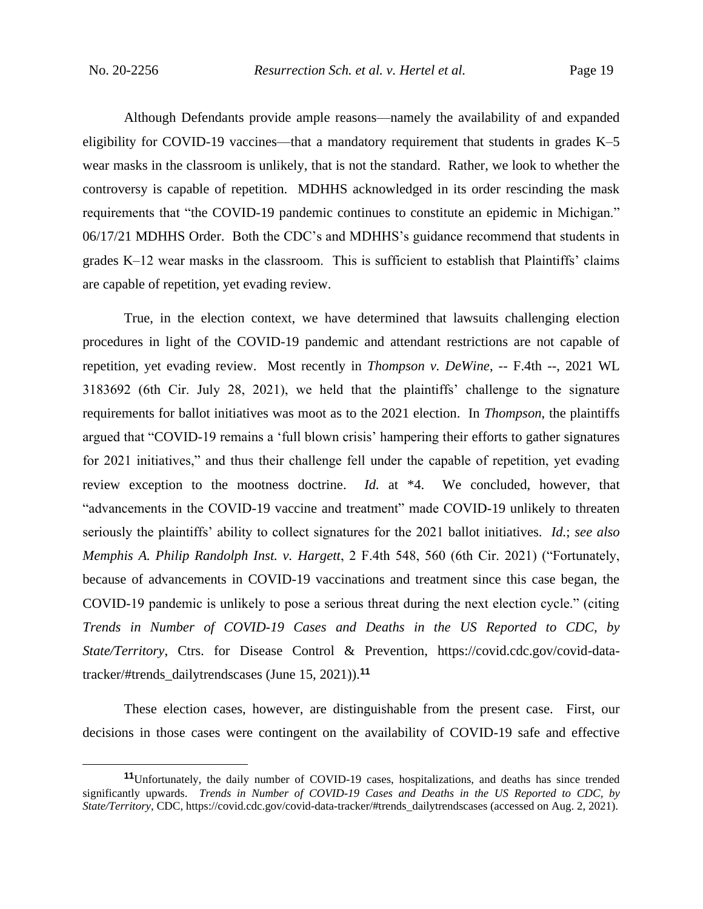Although Defendants provide ample reasons—namely the availability of and expanded eligibility for COVID-19 vaccines—that a mandatory requirement that students in grades K–5 wear masks in the classroom is unlikely, that is not the standard. Rather, we look to whether the controversy is capable of repetition. MDHHS acknowledged in its order rescinding the mask requirements that "the COVID-19 pandemic continues to constitute an epidemic in Michigan." 06/17/21 MDHHS Order. Both the CDC's and MDHHS's guidance recommend that students in grades K–12 wear masks in the classroom. This is sufficient to establish that Plaintiffs' claims are capable of repetition, yet evading review.

True, in the election context, we have determined that lawsuits challenging election procedures in light of the COVID-19 pandemic and attendant restrictions are not capable of repetition, yet evading review. Most recently in *Thompson v. DeWine*, -- F.4th --, 2021 WL 3183692 (6th Cir. July 28, 2021), we held that the plaintiffs' challenge to the signature requirements for ballot initiatives was moot as to the 2021 election. In *Thompson*, the plaintiffs argued that "COVID-19 remains a 'full blown crisis' hampering their efforts to gather signatures for 2021 initiatives," and thus their challenge fell under the capable of repetition, yet evading review exception to the mootness doctrine. *Id.* at *4. We concluded, however, that "advancements in the COVID-19 vaccine and treatment" made COVID-19 unlikely to threaten seriously the plaintiffs' ability to collect signatures for the 2021 ballot initiatives. *Id.*; *see also Memphis A. Philip Randolph Inst. v. Hargett*, 2 F.4th 548, 560 (6th Cir. 2021) ("Fortunately, because of advancements in COVID-19 vaccinations and treatment since this case began, the COVID-19 pandemic is unlikely to pose a serious threat during the next election cycle." (citing *Trends in Number of COVID-19 Cases and Deaths in the US Reported to CDC, by State/Territory*, Ctrs. for Disease Control & Prevention, https://covid.cdc.gov/covid-data-tracker/#trends_dailytrendscases (June 15, 2021)).[11]

These election cases, however, are distinguishable from the present case. First, our decisions in those cases were contingent on the availability of COVID-19 safe and effective

[11] Unfortunately, the daily number of COVID-19 cases, hospitalizations, and deaths has since trended significantly upwards. *Trends in Number of COVID-19 Cases and Deaths in the US Reported to CDC, by State/Territory*, CDC, https://covid.cdc.gov/covid-data-tracker/#trends_dailytrendscases (accessed on Aug. 2, 2021).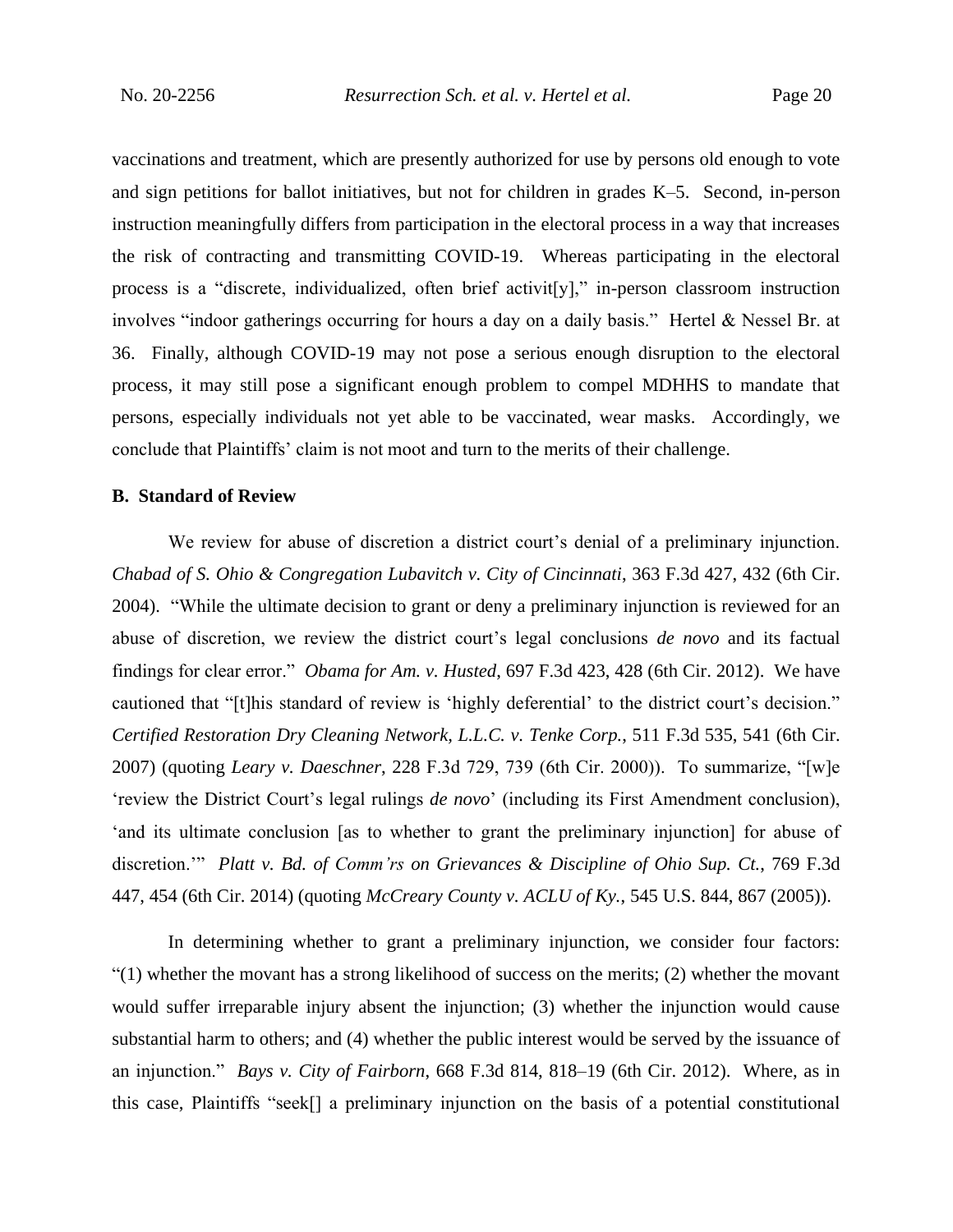vaccinations and treatment, which are presently authorized for use by persons old enough to vote and sign petitions for ballot initiatives, but not for children in grades K–5. Second, in-person instruction meaningfully differs from participation in the electoral process in a way that increases the risk of contracting and transmitting COVID-19. Whereas participating in the electoral process is a "discrete, individualized, often brief activit[y]," in-person classroom instruction involves "indoor gatherings occurring for hours a day on a daily basis." Hertel & Nessel Br. at 36. Finally, although COVID-19 may not pose a serious enough disruption to the electoral process, it may still pose a significant enough problem to compel MDHHS to mandate that persons, especially individuals not yet able to be vaccinated, wear masks. Accordingly, we conclude that Plaintiffs' claim is not moot and turn to the merits of their challenge.

**B. Standard of Review**

We review for abuse of discretion a district court's denial of a preliminary injunction. *Chabad of S. Ohio & Congregation Lubavitch v. City of Cincinnati*, 363 F.3d 427, 432 (6th Cir. 2004). "While the ultimate decision to grant or deny a preliminary injunction is reviewed for an abuse of discretion, we review the district court's legal conclusions *de novo* and its factual findings for clear error." *Obama for Am. v. Husted*, 697 F.3d 423, 428 (6th Cir. 2012). We have cautioned that "[t]his standard of review is 'highly deferential' to the district court's decision." *Certified Restoration Dry Cleaning Network, L.L.C. v. Tenke Corp.*, 511 F.3d 535, 541 (6th Cir. 2007) (quoting *Leary v. Daeschner*, 228 F.3d 729, 739 (6th Cir. 2000)). To summarize, "[w]e 'review the District Court's legal rulings *de novo*' (including its First Amendment conclusion), 'and its ultimate conclusion [as to whether to grant the preliminary injunction] for abuse of discretion.'" *Platt v. Bd. of Comm'rs on Grievances & Discipline of Ohio Sup. Ct.*, 769 F.3d 447, 454 (6th Cir. 2014) (quoting *McCreary County v. ACLU of Ky.*, 545 U.S. 844, 867 (2005)).

In determining whether to grant a preliminary injunction, we consider four factors: "(1) whether the movant has a strong likelihood of success on the merits; (2) whether the movant would suffer irreparable injury absent the injunction; (3) whether the injunction would cause substantial harm to others; and (4) whether the public interest would be served by the issuance of an injunction." *Bays v. City of Fairborn*, 668 F.3d 814, 818–19 (6th Cir. 2012). Where, as in this case, Plaintiffs "seek[] a preliminary injunction on the basis of a potential constitutional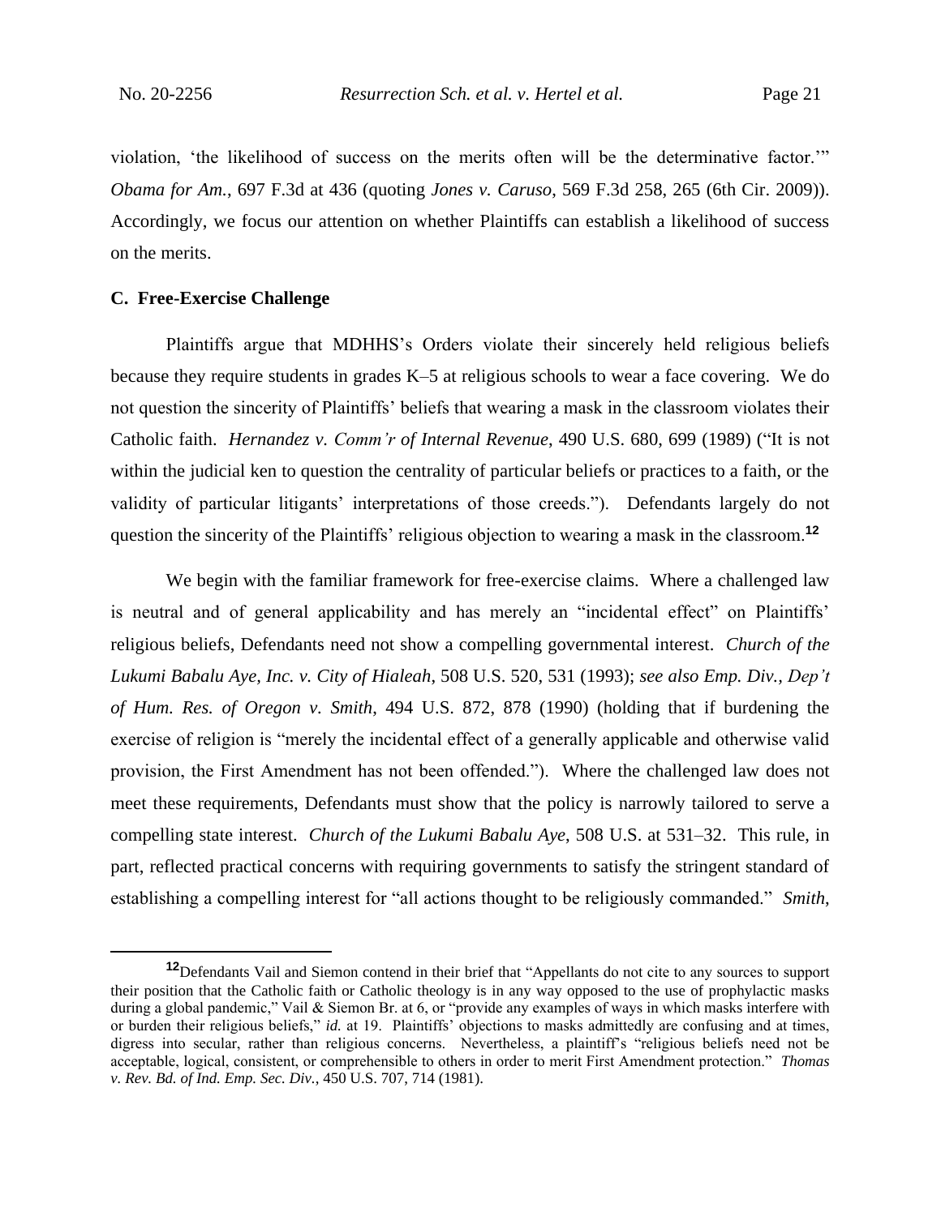violation, 'the likelihood of success on the merits often will be the determinative factor.'" *Obama for Am.*, 697 F.3d at 436 (quoting *Jones v. Caruso*, 569 F.3d 258, 265 (6th Cir. 2009)). Accordingly, we focus our attention on whether Plaintiffs can establish a likelihood of success on the merits.

### C. Free-Exercise Challenge

Plaintiffs argue that MDHHS's Orders violate their sincerely held religious beliefs because they require students in grades K–5 at religious schools to wear a face covering. We do not question the sincerity of Plaintiffs' beliefs that wearing a mask in the classroom violates their Catholic faith. *Hernandez v. Comm'r of Internal Revenue*, 490 U.S. 680, 699 (1989) ("It is not within the judicial ken to question the centrality of particular beliefs or practices to a faith, or the validity of particular litigants' interpretations of those creeds."). Defendants largely do not question the sincerity of the Plaintiffs' religious objection to wearing a mask in the classroom.[12]

We begin with the familiar framework for free-exercise claims. Where a challenged law is neutral and of general applicability and has merely an "incidental effect" on Plaintiffs' religious beliefs, Defendants need not show a compelling governmental interest. *Church of the Lukumi Babalu Aye, Inc. v. City of Hialeah*, 508 U.S. 520, 531 (1993); *see also Emp. Div., Dep't of Hum. Res. of Oregon v. Smith*, 494 U.S. 872, 878 (1990) (holding that if burdening the exercise of religion is "merely the incidental effect of a generally applicable and otherwise valid provision, the First Amendment has not been offended."). Where the challenged law does not meet these requirements, Defendants must show that the policy is narrowly tailored to serve a compelling state interest. *Church of the Lukumi Babalu Aye*, 508 U.S. at 531–32. This rule, in part, reflected practical concerns with requiring governments to satisfy the stringent standard of establishing a compelling interest for "all actions thought to be religiously commanded." *Smith*,

---

[12] Defendants Vail and Siemon contend in their brief that "Appellants do not cite to any sources to support their position that the Catholic faith or Catholic theology is in any way opposed to the use of prophylactic masks during a global pandemic," Vail & Siemon Br. at 6, or "provide any examples of ways in which masks interfere with or burden their religious beliefs," *id.* at 19. Plaintiffs' objections to masks admittedly are confusing and at times, digress into secular, rather than religious concerns. Nevertheless, a plaintiff's "religious beliefs need not be acceptable, logical, consistent, or comprehensible to others in order to merit First Amendment protection." *Thomas v. Rev. Bd. of Ind. Emp. Sec. Div.*, 450 U.S. 707, 714 (1981).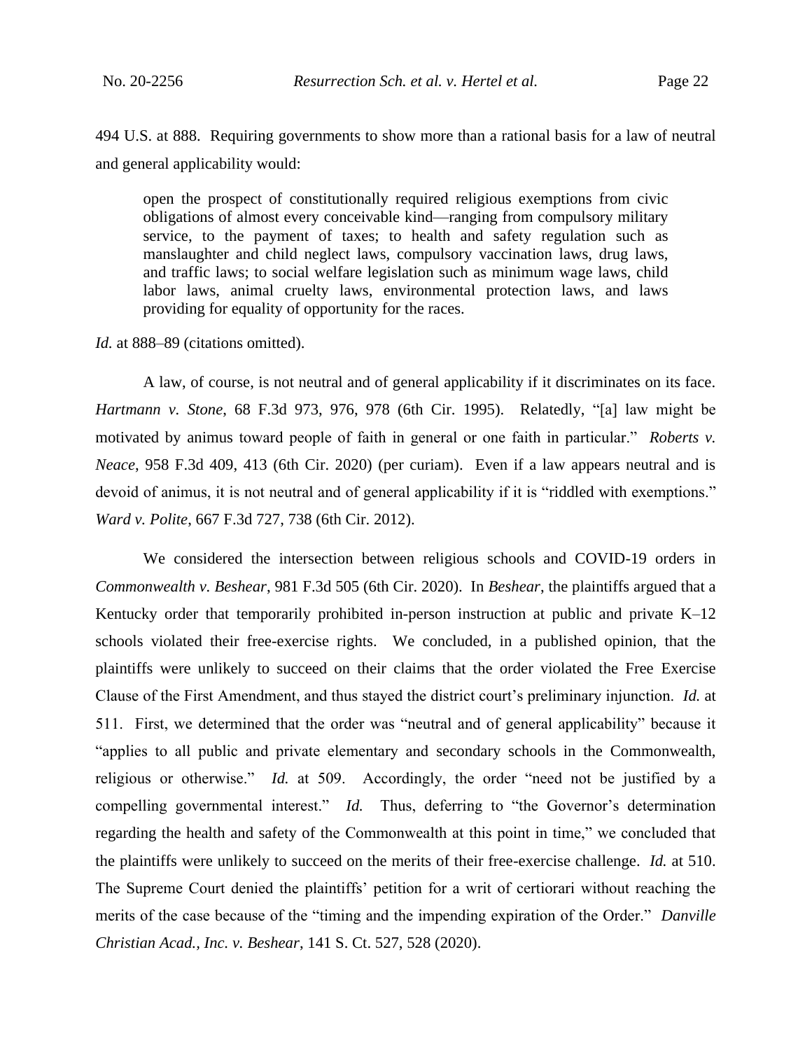494 U.S. at 888. Requiring governments to show more than a rational basis for a law of neutral and general applicability would:

> open the prospect of constitutionally required religious exemptions from civic obligations of almost every conceivable kind—ranging from compulsory military service, to the payment of taxes; to health and safety regulation such as manslaughter and child neglect laws, compulsory vaccination laws, drug laws, and traffic laws; to social welfare legislation such as minimum wage laws, child labor laws, animal cruelty laws, environmental protection laws, and laws providing for equality of opportunity for the races.

*Id.* at 888–89 (citations omitted).

A law, of course, is not neutral and of general applicability if it discriminates on its face. *Hartmann v. Stone*, 68 F.3d 973, 976, 978 (6th Cir. 1995). Relatedly, "[a] law might be motivated by animus toward people of faith in general or one faith in particular." *Roberts v. Neace*, 958 F.3d 409, 413 (6th Cir. 2020) (per curiam). Even if a law appears neutral and is devoid of animus, it is not neutral and of general applicability if it is "riddled with exemptions." *Ward v. Polite*, 667 F.3d 727, 738 (6th Cir. 2012).

We considered the intersection between religious schools and COVID-19 orders in *Commonwealth v. Beshear*, 981 F.3d 505 (6th Cir. 2020). In *Beshear*, the plaintiffs argued that a Kentucky order that temporarily prohibited in-person instruction at public and private K–12 schools violated their free-exercise rights. We concluded, in a published opinion, that the plaintiffs were unlikely to succeed on their claims that the order violated the Free Exercise Clause of the First Amendment, and thus stayed the district court's preliminary injunction. *Id.* at 511. First, we determined that the order was "neutral and of general applicability" because it "applies to all public and private elementary and secondary schools in the Commonwealth, religious or otherwise." *Id.* at 509. Accordingly, the order "need not be justified by a compelling governmental interest." *Id.* Thus, deferring to "the Governor's determination regarding the health and safety of the Commonwealth at this point in time," we concluded that the plaintiffs were unlikely to succeed on the merits of their free-exercise challenge. *Id.* at 510. The Supreme Court denied the plaintiffs' petition for a writ of certiorari without reaching the merits of the case because of the "timing and the impending expiration of the Order." *Danville Christian Acad., Inc. v. Beshear*, 141 S. Ct. 527, 528 (2020).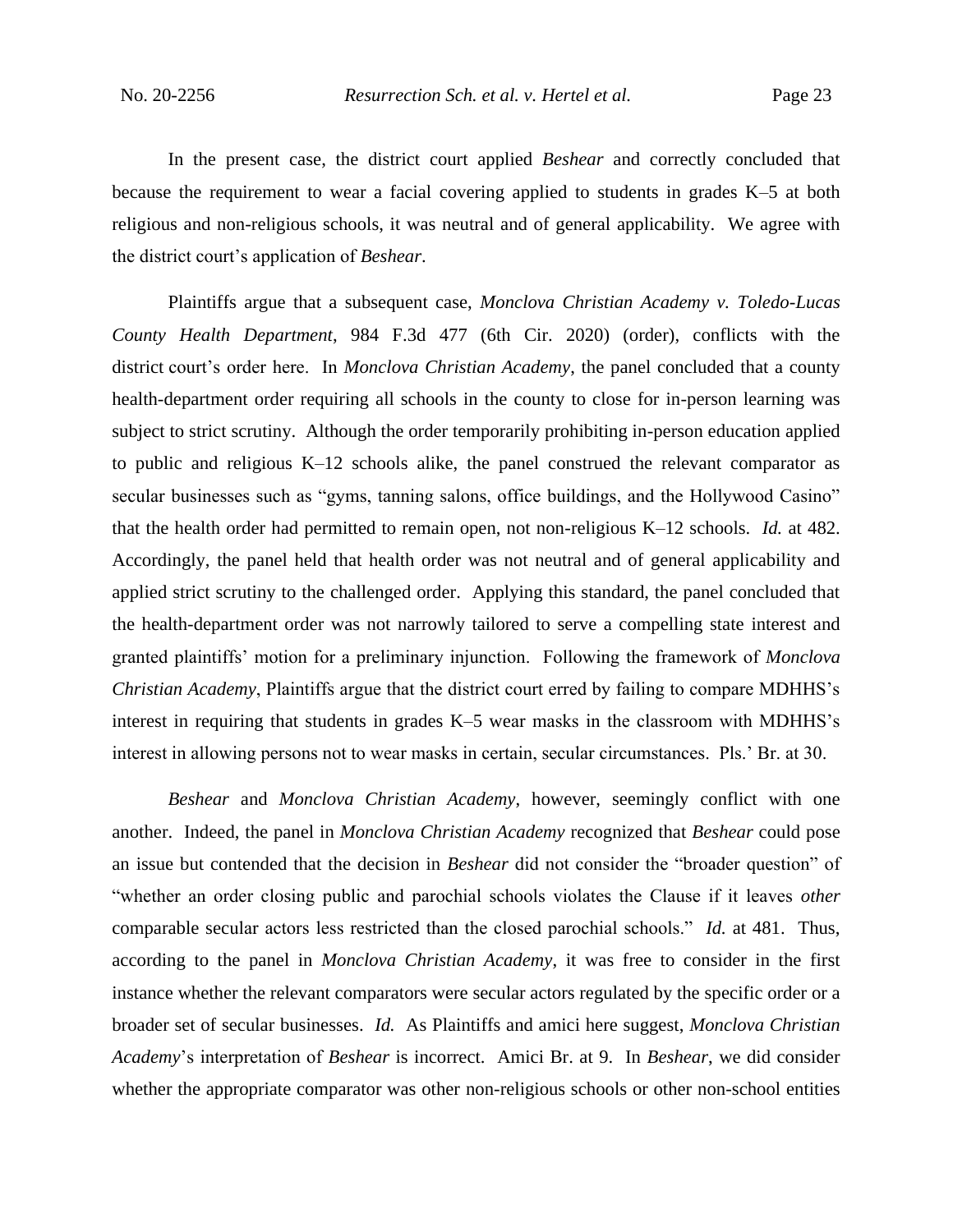In the present case, the district court applied *Beshear* and correctly concluded that because the requirement to wear a facial covering applied to students in grades K–5 at both religious and non-religious schools, it was neutral and of general applicability. We agree with the district court's application of *Beshear*.

Plaintiffs argue that a subsequent case, *Monclova Christian Academy v. Toledo-Lucas County Health Department*, 984 F.3d 477 (6th Cir. 2020) (order), conflicts with the district court's order here. In *Monclova Christian Academy*, the panel concluded that a county health-department order requiring all schools in the county to close for in-person learning was subject to strict scrutiny. Although the order temporarily prohibiting in-person education applied to public and religious K–12 schools alike, the panel construed the relevant comparator as secular businesses such as "gyms, tanning salons, office buildings, and the Hollywood Casino" that the health order had permitted to remain open, not non-religious K–12 schools. *Id.* at 482. Accordingly, the panel held that health order was not neutral and of general applicability and applied strict scrutiny to the challenged order. Applying this standard, the panel concluded that the health-department order was not narrowly tailored to serve a compelling state interest and granted plaintiffs' motion for a preliminary injunction. Following the framework of *Monclova Christian Academy*, Plaintiffs argue that the district court erred by failing to compare MDHHS's interest in requiring that students in grades K–5 wear masks in the classroom with MDHHS's interest in allowing persons not to wear masks in certain, secular circumstances. Pls.' Br. at 30.

*Beshear* and *Monclova Christian Academy*, however, seemingly conflict with one another. Indeed, the panel in *Monclova Christian Academy* recognized that *Beshear* could pose an issue but contended that the decision in *Beshear* did not consider the "broader question" of "whether an order closing public and parochial schools violates the Clause if it leaves *other* comparable secular actors less restricted than the closed parochial schools." *Id.* at 481. Thus, according to the panel in *Monclova Christian Academy*, it was free to consider in the first instance whether the relevant comparators were secular actors regulated by the specific order or a broader set of secular businesses. *Id.* As Plaintiffs and amici here suggest, *Monclova Christian Academy*'s interpretation of *Beshear* is incorrect. Amici Br. at 9. In *Beshear*, we did consider whether the appropriate comparator was other non-religious schools or other non-school entities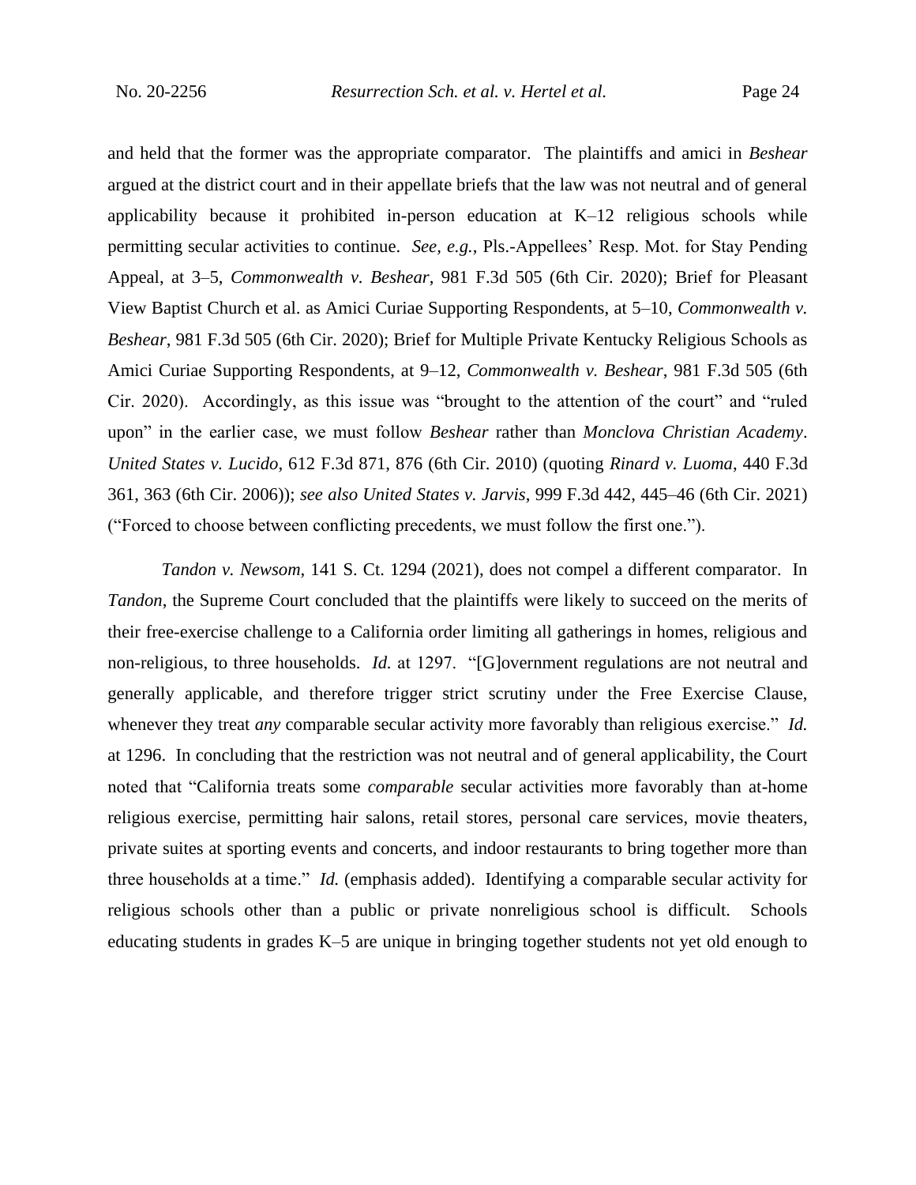and held that the former was the appropriate comparator. The plaintiffs and amici in *Beshear* argued at the district court and in their appellate briefs that the law was not neutral and of general applicability because it prohibited in-person education at K–12 religious schools while permitting secular activities to continue. *See, e.g.*, Pls.-Appellees' Resp. Mot. for Stay Pending Appeal, at 3–5, *Commonwealth v. Beshear*, 981 F.3d 505 (6th Cir. 2020); Brief for Pleasant View Baptist Church et al. as Amici Curiae Supporting Respondents, at 5–10, *Commonwealth v. Beshear*, 981 F.3d 505 (6th Cir. 2020); Brief for Multiple Private Kentucky Religious Schools as Amici Curiae Supporting Respondents, at 9–12, *Commonwealth v. Beshear*, 981 F.3d 505 (6th Cir. 2020). Accordingly, as this issue was "brought to the attention of the court" and "ruled upon" in the earlier case, we must follow *Beshear* rather than *Monclova Christian Academy*. *United States v. Lucido*, 612 F.3d 871, 876 (6th Cir. 2010) (quoting *Rinard v. Luoma*, 440 F.3d 361, 363 (6th Cir. 2006)); *see also United States v. Jarvis*, 999 F.3d 442, 445–46 (6th Cir. 2021) ("Forced to choose between conflicting precedents, we must follow the first one.").

*Tandon v. Newsom*, 141 S. Ct. 1294 (2021), does not compel a different comparator. In *Tandon*, the Supreme Court concluded that the plaintiffs were likely to succeed on the merits of their free-exercise challenge to a California order limiting all gatherings in homes, religious and non-religious, to three households. *Id.* at 1297. "[G]overnment regulations are not neutral and generally applicable, and therefore trigger strict scrutiny under the Free Exercise Clause, whenever they treat *any* comparable secular activity more favorably than religious exercise." *Id.* at 1296. In concluding that the restriction was not neutral and of general applicability, the Court noted that "California treats some *comparable* secular activities more favorably than at-home religious exercise, permitting hair salons, retail stores, personal care services, movie theaters, private suites at sporting events and concerts, and indoor restaurants to bring together more than three households at a time." *Id.* (emphasis added). Identifying a comparable secular activity for religious schools other than a public or private nonreligious school is difficult. Schools educating students in grades K–5 are unique in bringing together students not yet old enough to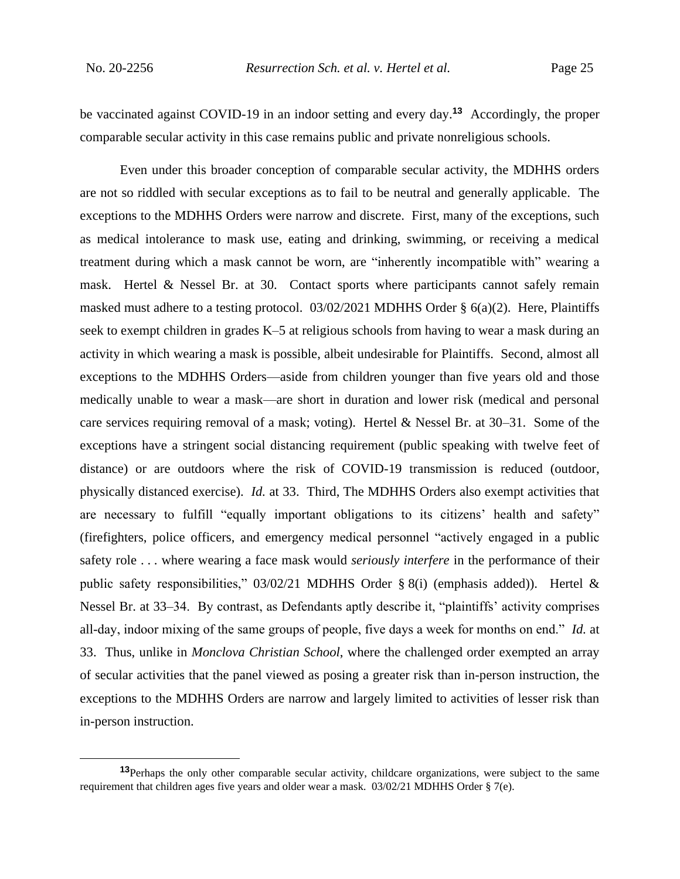be vaccinated against COVID-19 in an indoor setting and every day.[13] Accordingly, the proper comparable secular activity in this case remains public and private nonreligious schools.

Even under this broader conception of comparable secular activity, the MDHHS orders are not so riddled with secular exceptions as to fail to be neutral and generally applicable. The exceptions to the MDHHS Orders were narrow and discrete. First, many of the exceptions, such as medical intolerance to mask use, eating and drinking, swimming, or receiving a medical treatment during which a mask cannot be worn, are "inherently incompatible with" wearing a mask. Hertel & Nessel Br. at 30. Contact sports where participants cannot safely remain masked must adhere to a testing protocol. 03/02/2021 MDHHS Order § 6(a)(2). Here, Plaintiffs seek to exempt children in grades K–5 at religious schools from having to wear a mask during an activity in which wearing a mask is possible, albeit undesirable for Plaintiffs. Second, almost all exceptions to the MDHHS Orders—aside from children younger than five years old and those medically unable to wear a mask—are short in duration and lower risk (medical and personal care services requiring removal of a mask; voting). Hertel & Nessel Br. at 30–31. Some of the exceptions have a stringent social distancing requirement (public speaking with twelve feet of distance) or are outdoors where the risk of COVID-19 transmission is reduced (outdoor, physically distanced exercise). *Id.* at 33. Third, The MDHHS Orders also exempt activities that are necessary to fulfill "equally important obligations to its citizens' health and safety" (firefighters, police officers, and emergency medical personnel "actively engaged in a public safety role . . . where wearing a face mask would *seriously interfere* in the performance of their public safety responsibilities," 03/02/21 MDHHS Order § 8(i) (emphasis added)). Hertel & Nessel Br. at 33–34. By contrast, as Defendants aptly describe it, "plaintiffs' activity comprises all-day, indoor mixing of the same groups of people, five days a week for months on end." *Id.* at 33. Thus, unlike in *Monclova Christian School*, where the challenged order exempted an array of secular activities that the panel viewed as posing a greater risk than in-person instruction, the exceptions to the MDHHS Orders are narrow and largely limited to activities of lesser risk than in-person instruction.

---

[13] Perhaps the only other comparable secular activity, childcare organizations, were subject to the same requirement that children ages five years and older wear a mask. 03/02/21 MDHHS Order § 7(e).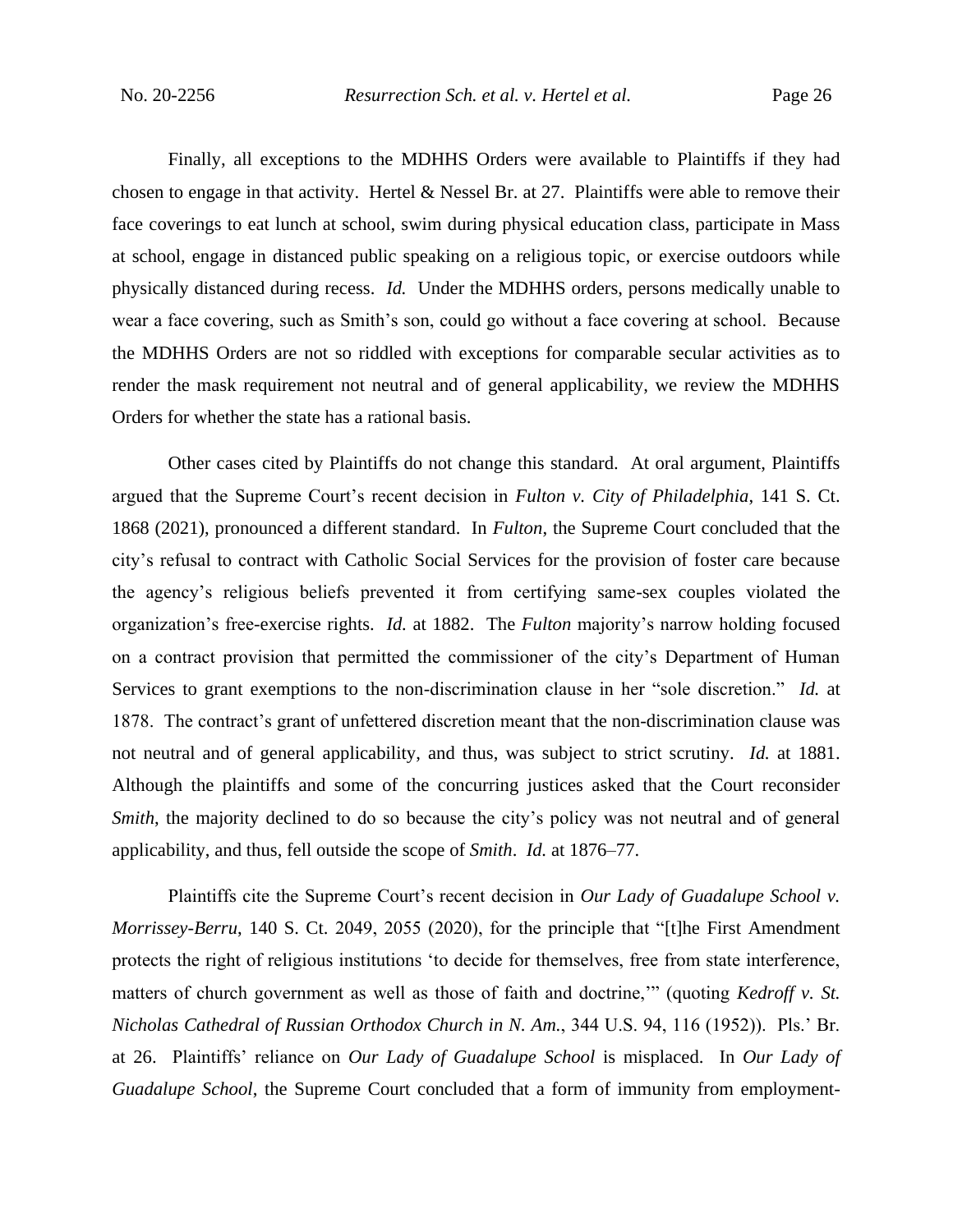Finally, all exceptions to the MDHHS Orders were available to Plaintiffs if they had chosen to engage in that activity. Hertel & Nessel Br. at 27. Plaintiffs were able to remove their face coverings to eat lunch at school, swim during physical education class, participate in Mass at school, engage in distanced public speaking on a religious topic, or exercise outdoors while physically distanced during recess. *Id.* Under the MDHHS orders, persons medically unable to wear a face covering, such as Smith's son, could go without a face covering at school. Because the MDHHS Orders are not so riddled with exceptions for comparable secular activities as to render the mask requirement not neutral and of general applicability, we review the MDHHS Orders for whether the state has a rational basis.

Other cases cited by Plaintiffs do not change this standard. At oral argument, Plaintiffs argued that the Supreme Court's recent decision in *Fulton v. City of Philadelphia*, 141 S. Ct. 1868 (2021), pronounced a different standard. In *Fulton*, the Supreme Court concluded that the city's refusal to contract with Catholic Social Services for the provision of foster care because the agency's religious beliefs prevented it from certifying same-sex couples violated the organization's free-exercise rights. *Id.* at 1882. The *Fulton* majority's narrow holding focused on a contract provision that permitted the commissioner of the city's Department of Human Services to grant exemptions to the non-discrimination clause in her "sole discretion." *Id.* at 1878. The contract's grant of unfettered discretion meant that the non-discrimination clause was not neutral and of general applicability, and thus, was subject to strict scrutiny. *Id.* at 1881. Although the plaintiffs and some of the concurring justices asked that the Court reconsider *Smith*, the majority declined to do so because the city's policy was not neutral and of general applicability, and thus, fell outside the scope of *Smith*. *Id.* at 1876–77.

Plaintiffs cite the Supreme Court's recent decision in *Our Lady of Guadalupe School v. Morrissey-Berru*, 140 S. Ct. 2049, 2055 (2020), for the principle that "[t]he First Amendment protects the right of religious institutions 'to decide for themselves, free from state interference, matters of church government as well as those of faith and doctrine,'" (quoting *Kedroff v. St. Nicholas Cathedral of Russian Orthodox Church in N. Am.*, 344 U.S. 94, 116 (1952)). Pls.' Br. at 26. Plaintiffs' reliance on *Our Lady of Guadalupe School* is misplaced. In *Our Lady of Guadalupe School*, the Supreme Court concluded that a form of immunity from employment-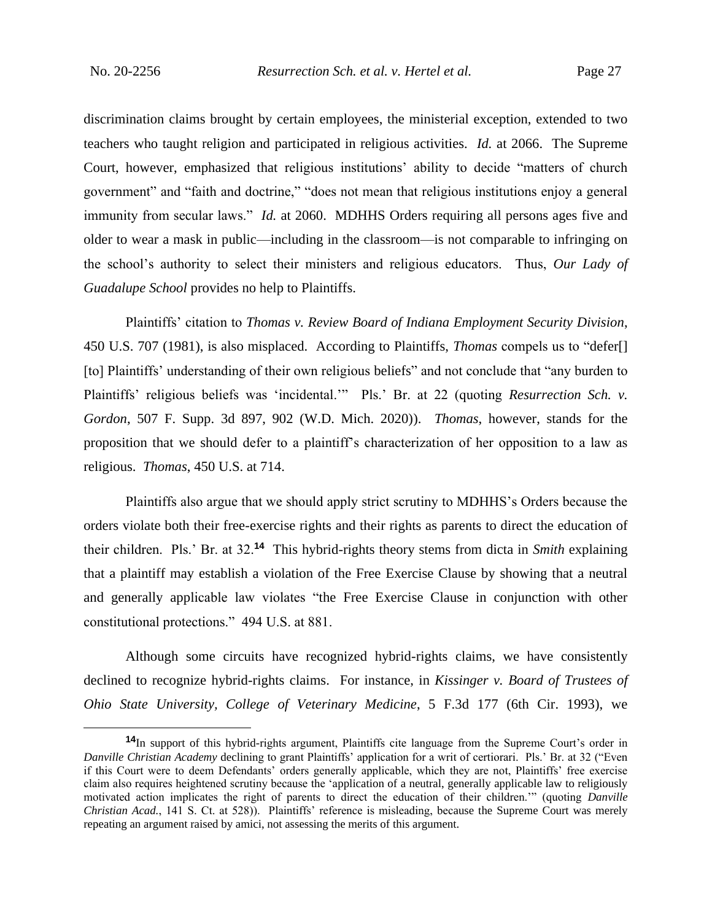discrimination claims brought by certain employees, the ministerial exception, extended to two teachers who taught religion and participated in religious activities. *Id.* at 2066. The Supreme Court, however, emphasized that religious institutions' ability to decide "matters of church government" and "faith and doctrine," "does not mean that religious institutions enjoy a general immunity from secular laws." *Id.* at 2060. MDHHS Orders requiring all persons ages five and older to wear a mask in public—including in the classroom—is not comparable to infringing on the school's authority to select their ministers and religious educators. Thus, *Our Lady of Guadalupe School* provides no help to Plaintiffs.

Plaintiffs' citation to *Thomas v. Review Board of Indiana Employment Security Division*, 450 U.S. 707 (1981), is also misplaced. According to Plaintiffs, *Thomas* compels us to "defer[] [to] Plaintiffs' understanding of their own religious beliefs" and not conclude that "any burden to Plaintiffs' religious beliefs was 'incidental.'" Pls.' Br. at 22 (quoting *Resurrection Sch. v. Gordon*, 507 F. Supp. 3d 897, 902 (W.D. Mich. 2020)). *Thomas*, however, stands for the proposition that we should defer to a plaintiff's characterization of her opposition to a law as religious. *Thomas*, 450 U.S. at 714.

Plaintiffs also argue that we should apply strict scrutiny to MDHHS's Orders because the orders violate both their free-exercise rights and their rights as parents to direct the education of their children. Pls.' Br. at 32.[14] This hybrid-rights theory stems from dicta in *Smith* explaining that a plaintiff may establish a violation of the Free Exercise Clause by showing that a neutral and generally applicable law violates "the Free Exercise Clause in conjunction with other constitutional protections." 494 U.S. at 881.

Although some circuits have recognized hybrid-rights claims, we have consistently declined to recognize hybrid-rights claims. For instance, in *Kissinger v. Board of Trustees of Ohio State University, College of Veterinary Medicine*, 5 F.3d 177 (6th Cir. 1993), we

[14]In support of this hybrid-rights argument, Plaintiffs cite language from the Supreme Court's order in *Danville Christian Academy* declining to grant Plaintiffs' application for a writ of certiorari. Pls.' Br. at 32 ("Even if this Court were to deem Defendants' orders generally applicable, which they are not, Plaintiffs' free exercise claim also requires heightened scrutiny because the 'application of a neutral, generally applicable law to religiously motivated action implicates the right of parents to direct the education of their children.'" (quoting *Danville Christian Acad.*, 141 S. Ct. at 528)). Plaintiffs' reference is misleading, because the Supreme Court was merely repeating an argument raised by amici, not assessing the merits of this argument.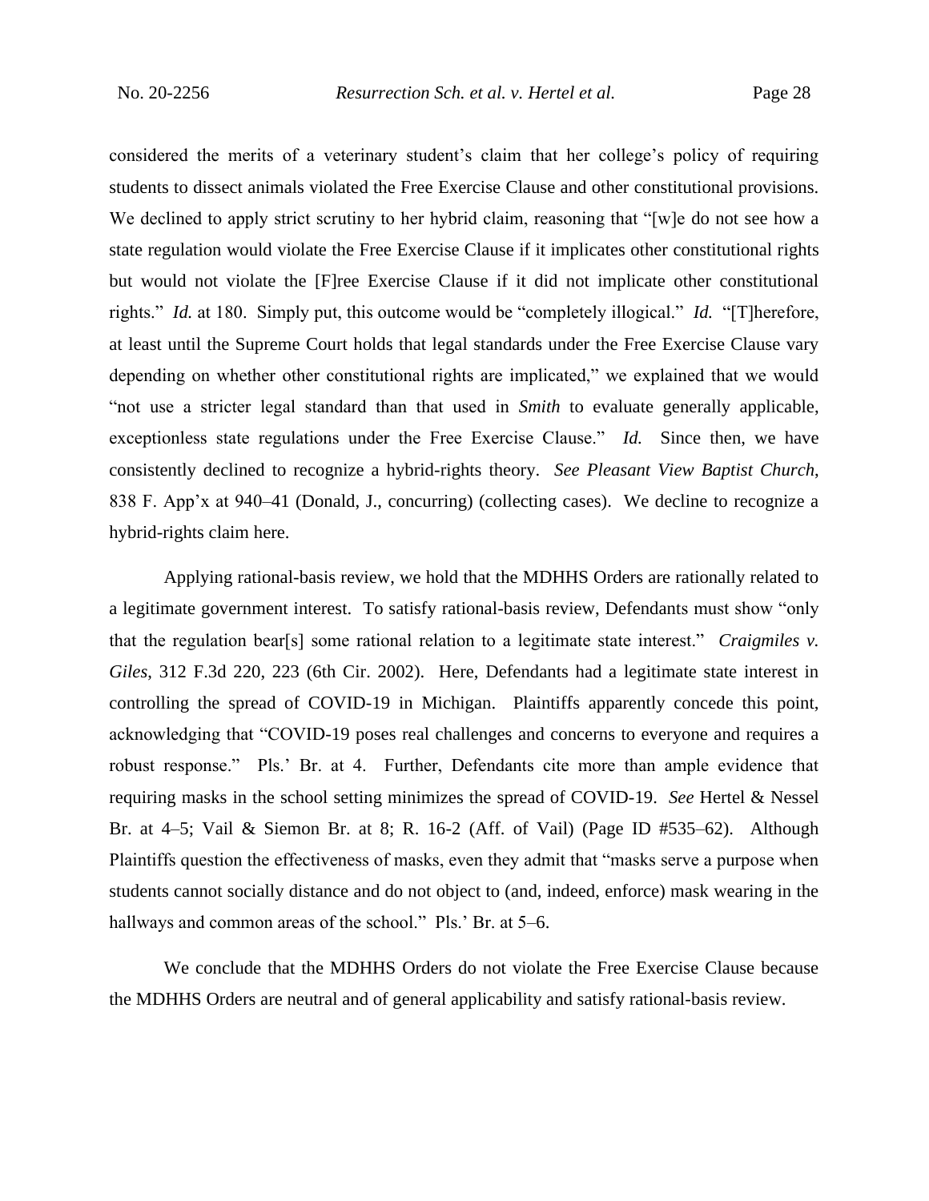considered the merits of a veterinary student's claim that her college's policy of requiring students to dissect animals violated the Free Exercise Clause and other constitutional provisions. We declined to apply strict scrutiny to her hybrid claim, reasoning that "[w]e do not see how a state regulation would violate the Free Exercise Clause if it implicates other constitutional rights but would not violate the [F]ree Exercise Clause if it did not implicate other constitutional rights." *Id.* at 180. Simply put, this outcome would be "completely illogical." *Id.* "[T]herefore, at least until the Supreme Court holds that legal standards under the Free Exercise Clause vary depending on whether other constitutional rights are implicated," we explained that we would "not use a stricter legal standard than that used in *Smith* to evaluate generally applicable, exceptionless state regulations under the Free Exercise Clause." *Id.* Since then, we have consistently declined to recognize a hybrid-rights theory. *See Pleasant View Baptist Church*, 838 F. App'x at 940–41 (Donald, J., concurring) (collecting cases). We decline to recognize a hybrid-rights claim here.

Applying rational-basis review, we hold that the MDHHS Orders are rationally related to a legitimate government interest. To satisfy rational-basis review, Defendants must show "only that the regulation bear[s] some rational relation to a legitimate state interest." *Craigmiles v. Giles*, 312 F.3d 220, 223 (6th Cir. 2002). Here, Defendants had a legitimate state interest in controlling the spread of COVID-19 in Michigan. Plaintiffs apparently concede this point, acknowledging that "COVID-19 poses real challenges and concerns to everyone and requires a robust response." Pls.' Br. at 4. Further, Defendants cite more than ample evidence that requiring masks in the school setting minimizes the spread of COVID-19. *See* Hertel & Nessel Br. at 4–5; Vail & Siemon Br. at 8; R. 16-2 (Aff. of Vail) (Page ID #535–62). Although Plaintiffs question the effectiveness of masks, even they admit that "masks serve a purpose when students cannot socially distance and do not object to (and, indeed, enforce) mask wearing in the hallways and common areas of the school." Pls.' Br. at 5–6.

We conclude that the MDHHS Orders do not violate the Free Exercise Clause because the MDHHS Orders are neutral and of general applicability and satisfy rational-basis review.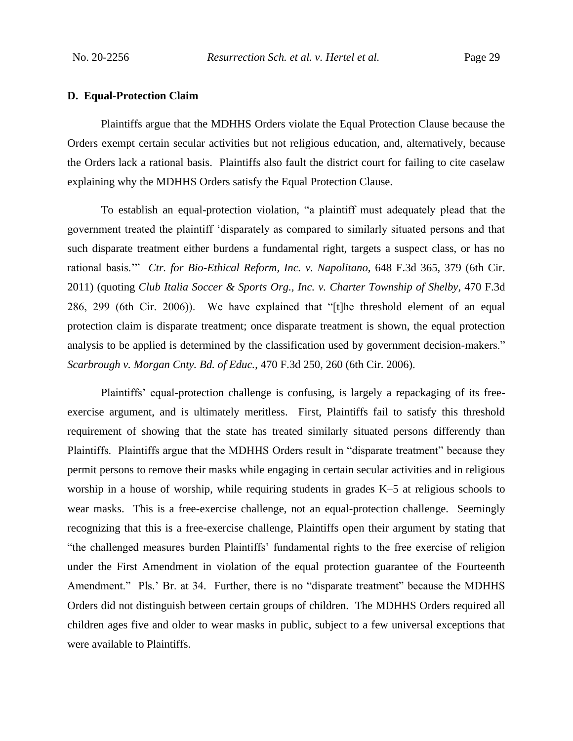### D. Equal-Protection Claim

Plaintiffs argue that the MDHHS Orders violate the Equal Protection Clause because the Orders exempt certain secular activities but not religious education, and, alternatively, because the Orders lack a rational basis. Plaintiffs also fault the district court for failing to cite caselaw explaining why the MDHHS Orders satisfy the Equal Protection Clause.

To establish an equal-protection violation, "a plaintiff must adequately plead that the government treated the plaintiff 'disparately as compared to similarly situated persons and that such disparate treatment either burdens a fundamental right, targets a suspect class, or has no rational basis.'" *Ctr. for Bio-Ethical Reform, Inc. v. Napolitano*, 648 F.3d 365, 379 (6th Cir. 2011) (quoting *Club Italia Soccer & Sports Org., Inc. v. Charter Township of Shelby*, 470 F.3d 286, 299 (6th Cir. 2006)). We have explained that "[t]he threshold element of an equal protection claim is disparate treatment; once disparate treatment is shown, the equal protection analysis to be applied is determined by the classification used by government decision-makers." *Scarbrough v. Morgan Cnty. Bd. of Educ.*, 470 F.3d 250, 260 (6th Cir. 2006).

Plaintiffs' equal-protection challenge is confusing, is largely a repackaging of its free-exercise argument, and is ultimately meritless. First, Plaintiffs fail to satisfy this threshold requirement of showing that the state has treated similarly situated persons differently than Plaintiffs. Plaintiffs argue that the MDHHS Orders result in "disparate treatment" because they permit persons to remove their masks while engaging in certain secular activities and in religious worship in a house of worship, while requiring students in grades K–5 at religious schools to wear masks. This is a free-exercise challenge, not an equal-protection challenge. Seemingly recognizing that this is a free-exercise challenge, Plaintiffs open their argument by stating that "the challenged measures burden Plaintiffs' fundamental rights to the free exercise of religion under the First Amendment in violation of the equal protection guarantee of the Fourteenth Amendment." Pls.' Br. at 34. Further, there is no "disparate treatment" because the MDHHS Orders did not distinguish between certain groups of children. The MDHHS Orders required all children ages five and older to wear masks in public, subject to a few universal exceptions that were available to Plaintiffs.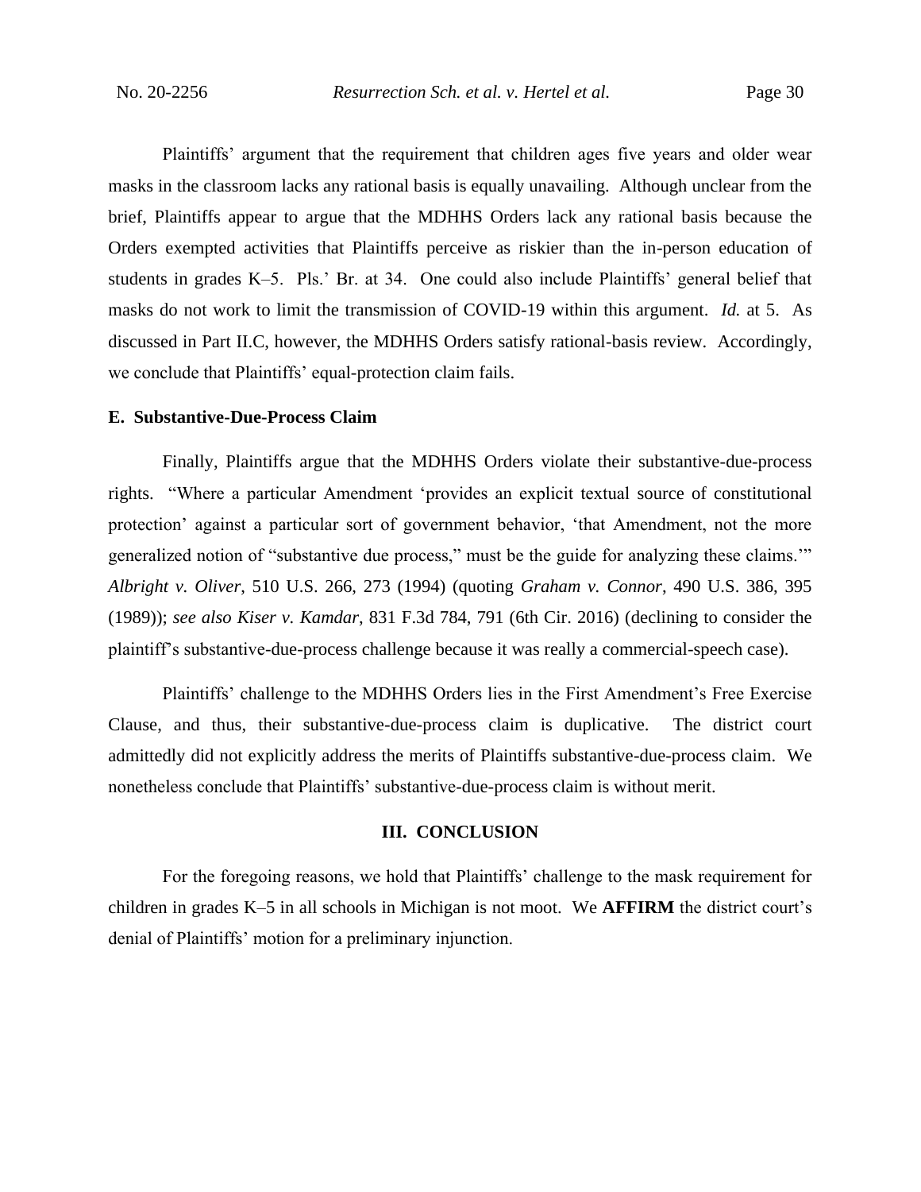Plaintiffs' argument that the requirement that children ages five years and older wear masks in the classroom lacks any rational basis is equally unavailing. Although unclear from the brief, Plaintiffs appear to argue that the MDHHS Orders lack any rational basis because the Orders exempted activities that Plaintiffs perceive as riskier than the in-person education of students in grades K–5. Pls.' Br. at 34. One could also include Plaintiffs' general belief that masks do not work to limit the transmission of COVID-19 within this argument. *Id.* at 5. As discussed in Part II.C, however, the MDHHS Orders satisfy rational-basis review. Accordingly, we conclude that Plaintiffs' equal-protection claim fails.

**E. Substantive-Due-Process Claim**

Finally, Plaintiffs argue that the MDHHS Orders violate their substantive-due-process rights. "Where a particular Amendment 'provides an explicit textual source of constitutional protection' against a particular sort of government behavior, 'that Amendment, not the more generalized notion of "substantive due process," must be the guide for analyzing these claims.'" *Albright v. Oliver*, 510 U.S. 266, 273 (1994) (quoting *Graham v. Connor*, 490 U.S. 386, 395 (1989)); *see also Kiser v. Kamdar*, 831 F.3d 784, 791 (6th Cir. 2016) (declining to consider the plaintiff's substantive-due-process challenge because it was really a commercial-speech case).

Plaintiffs' challenge to the MDHHS Orders lies in the First Amendment's Free Exercise Clause, and thus, their substantive-due-process claim is duplicative. The district court admittedly did not explicitly address the merits of Plaintiffs substantive-due-process claim. We nonetheless conclude that Plaintiffs' substantive-due-process claim is without merit.

**III. CONCLUSION**

For the foregoing reasons, we hold that Plaintiffs' challenge to the mask requirement for children in grades K–5 in all schools in Michigan is not moot. We **AFFIRM** the district court's denial of Plaintiffs' motion for a preliminary injunction.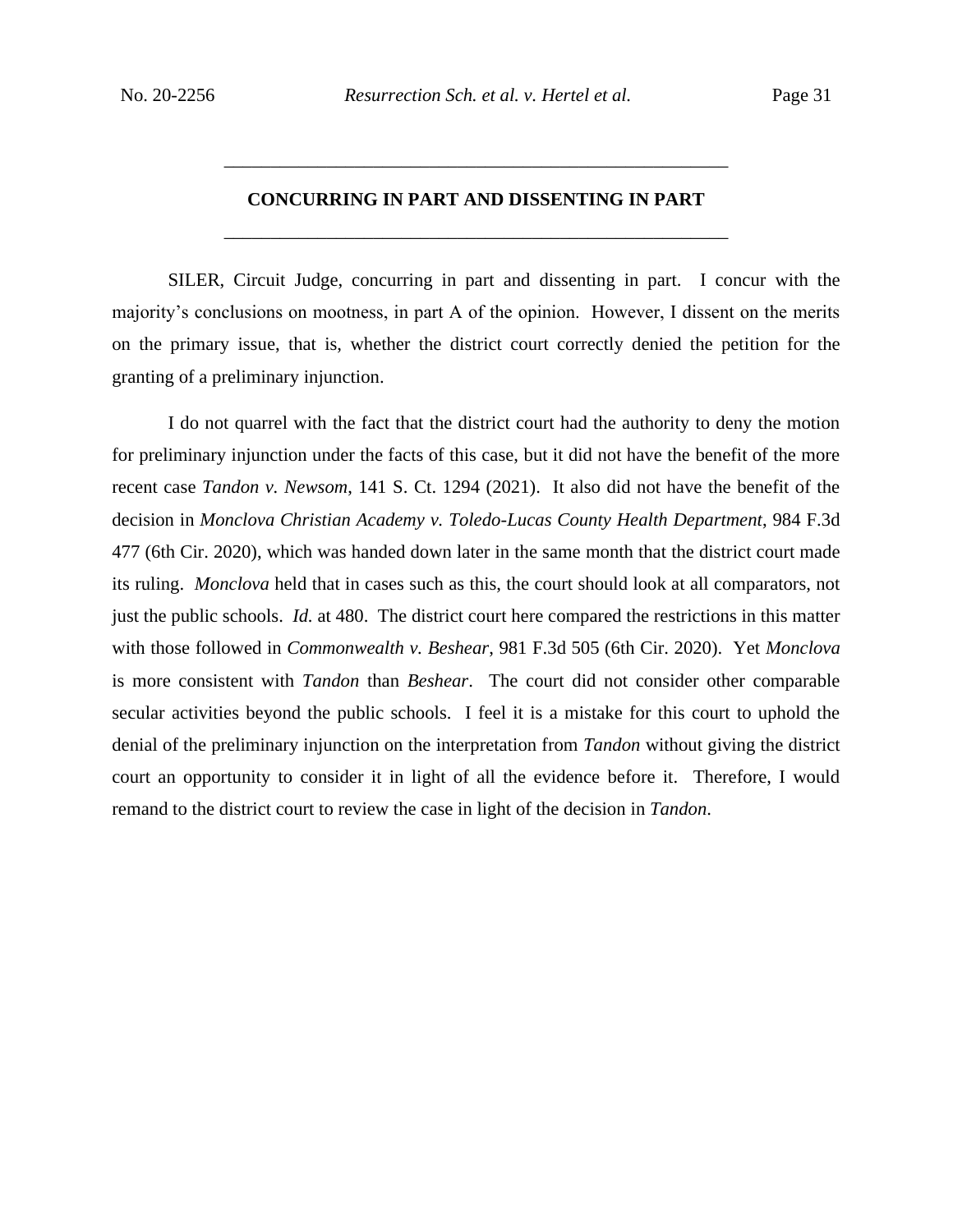## CONCURRING IN PART AND DISSENTING IN PART

SILER, Circuit Judge, concurring in part and dissenting in part. I concur with the majority's conclusions on mootness, in part A of the opinion. However, I dissent on the merits on the primary issue, that is, whether the district court correctly denied the petition for the granting of a preliminary injunction.

I do not quarrel with the fact that the district court had the authority to deny the motion for preliminary injunction under the facts of this case, but it did not have the benefit of the more recent case *Tandon v. Newsom*, 141 S. Ct. 1294 (2021). It also did not have the benefit of the decision in *Monclova Christian Academy v. Toledo-Lucas County Health Department*, 984 F.3d 477 (6th Cir. 2020), which was handed down later in the same month that the district court made its ruling. *Monclova* held that in cases such as this, the court should look at all comparators, not just the public schools. *Id.* at 480. The district court here compared the restrictions in this matter with those followed in *Commonwealth v. Beshear*, 981 F.3d 505 (6th Cir. 2020). Yet *Monclova* is more consistent with *Tandon* than *Beshear*. The court did not consider other comparable secular activities beyond the public schools. I feel it is a mistake for this court to uphold the denial of the preliminary injunction on the interpretation from *Tandon* without giving the district court an opportunity to consider it in light of all the evidence before it. Therefore, I would remand to the district court to review the case in light of the decision in *Tandon*.